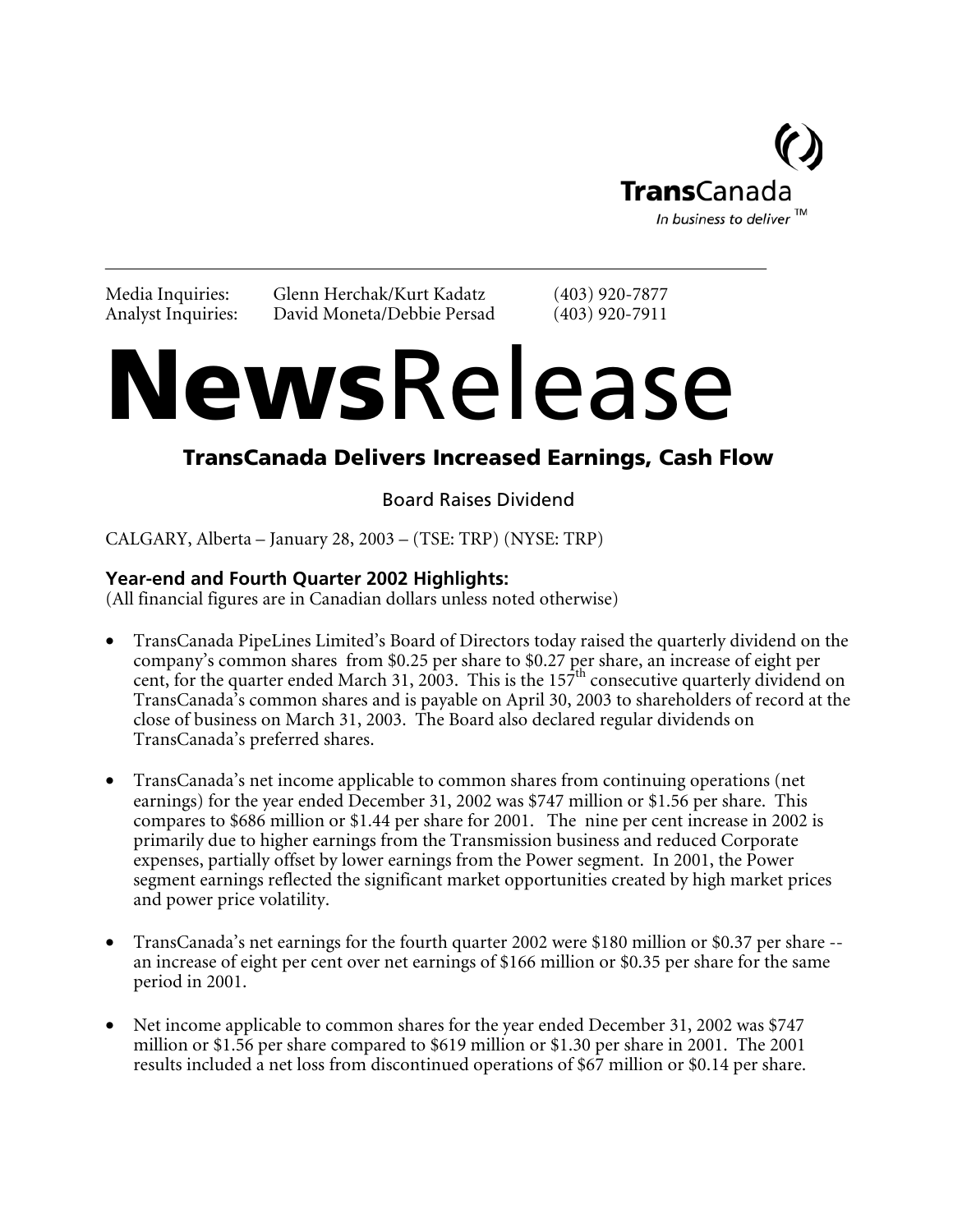TransCanada

*In business to deliver*™

---

Media Inquiries: Glenn Herchak/Kurt Kadatz (403) 920-7877
Analyst Inquiries: David Moneta/Debbie Persad (403) 920-7911

# **News**Release

## TransCanada Delivers Increased Earnings, Cash Flow

### Board Raises Dividend

CALGARY, Alberta – January 28, 2003 – (TSE: TRP) (NYSE: TRP)

### Year-end and Fourth Quarter 2002 Highlights:

(All financial figures are in Canadian dollars unless noted otherwise)

- TransCanada PipeLines Limited's Board of Directors today raised the quarterly dividend on the company's common shares from $0.25 per share to $0.27 per share, an increase of eight per cent, for the quarter ended March 31, 2003. This is the 157th consecutive quarterly dividend on TransCanada's common shares and is payable on April 30, 2003 to shareholders of record at the close of business on March 31, 2003. The Board also declared regular dividends on TransCanada's preferred shares.

- TransCanada's net income applicable to common shares from continuing operations (net earnings) for the year ended December 31, 2002 was $747 million or $1.56 per share. This compares to $686 million or $1.44 per share for 2001. The nine per cent increase in 2002 is primarily due to higher earnings from the Transmission business and reduced Corporate expenses, partially offset by lower earnings from the Power segment. In 2001, the Power segment earnings reflected the significant market opportunities created by high market prices and power price volatility.

- TransCanada's net earnings for the fourth quarter 2002 were $180 million or $0.37 per share -- an increase of eight per cent over net earnings of $166 million or $0.35 per share for the same period in 2001.

- Net income applicable to common shares for the year ended December 31, 2002 was $747 million or $1.56 per share compared to $619 million or $1.30 per share in 2001. The 2001 results included a net loss from discontinued operations of $67 million or $0.14 per share.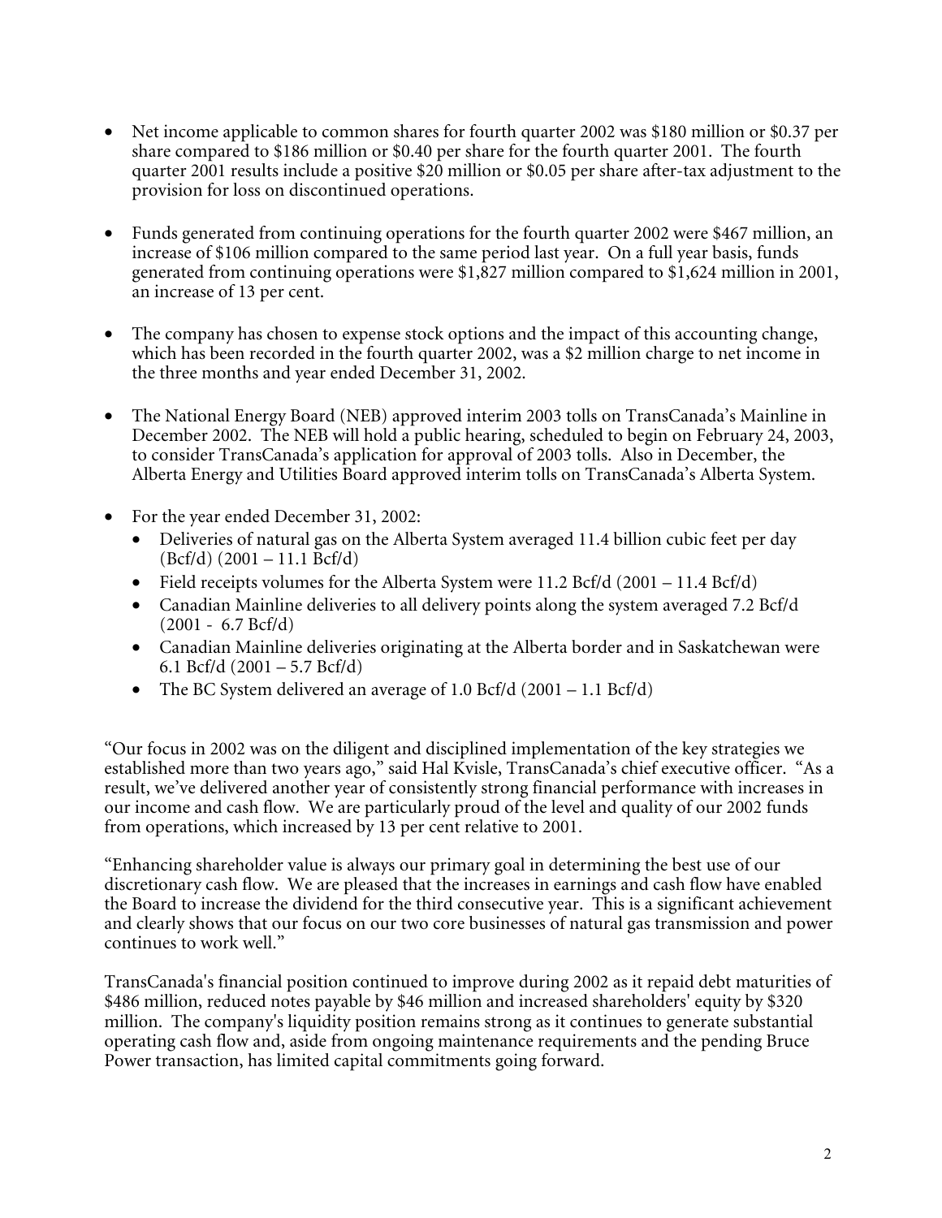- Net income applicable to common shares for fourth quarter 2002 was $180 million or $0.37 per share compared to $186 million or $0.40 per share for the fourth quarter 2001. The fourth quarter 2001 results include a positive $20 million or $0.05 per share after-tax adjustment to the provision for loss on discontinued operations.

- Funds generated from continuing operations for the fourth quarter 2002 were $467 million, an increase of $106 million compared to the same period last year. On a full year basis, funds generated from continuing operations were $1,827 million compared to $1,624 million in 2001, an increase of 13 per cent.

- The company has chosen to expense stock options and the impact of this accounting change, which has been recorded in the fourth quarter 2002, was a $2 million charge to net income in the three months and year ended December 31, 2002.

- The National Energy Board (NEB) approved interim 2003 tolls on TransCanada's Mainline in December 2002. The NEB will hold a public hearing, scheduled to begin on February 24, 2003, to consider TransCanada's application for approval of 2003 tolls. Also in December, the Alberta Energy and Utilities Board approved interim tolls on TransCanada's Alberta System.

- For the year ended December 31, 2002:
  - Deliveries of natural gas on the Alberta System averaged 11.4 billion cubic feet per day (Bcf/d) (2001 – 11.1 Bcf/d)
  - Field receipts volumes for the Alberta System were 11.2 Bcf/d (2001 – 11.4 Bcf/d)
  - Canadian Mainline deliveries to all delivery points along the system averaged 7.2 Bcf/d (2001 - 6.7 Bcf/d)
  - Canadian Mainline deliveries originating at the Alberta border and in Saskatchewan were 6.1 Bcf/d (2001 – 5.7 Bcf/d)
  - The BC System delivered an average of 1.0 Bcf/d (2001 – 1.1 Bcf/d)

"Our focus in 2002 was on the diligent and disciplined implementation of the key strategies we established more than two years ago," said Hal Kvisle, TransCanada's chief executive officer. "As a result, we've delivered another year of consistently strong financial performance with increases in our income and cash flow. We are particularly proud of the level and quality of our 2002 funds from operations, which increased by 13 per cent relative to 2001.

"Enhancing shareholder value is always our primary goal in determining the best use of our discretionary cash flow. We are pleased that the increases in earnings and cash flow have enabled the Board to increase the dividend for the third consecutive year. This is a significant achievement and clearly shows that our focus on our two core businesses of natural gas transmission and power continues to work well."

TransCanada's financial position continued to improve during 2002 as it repaid debt maturities of $486 million, reduced notes payable by $46 million and increased shareholders' equity by $320 million. The company's liquidity position remains strong as it continues to generate substantial operating cash flow and, aside from ongoing maintenance requirements and the pending Bruce Power transaction, has limited capital commitments going forward.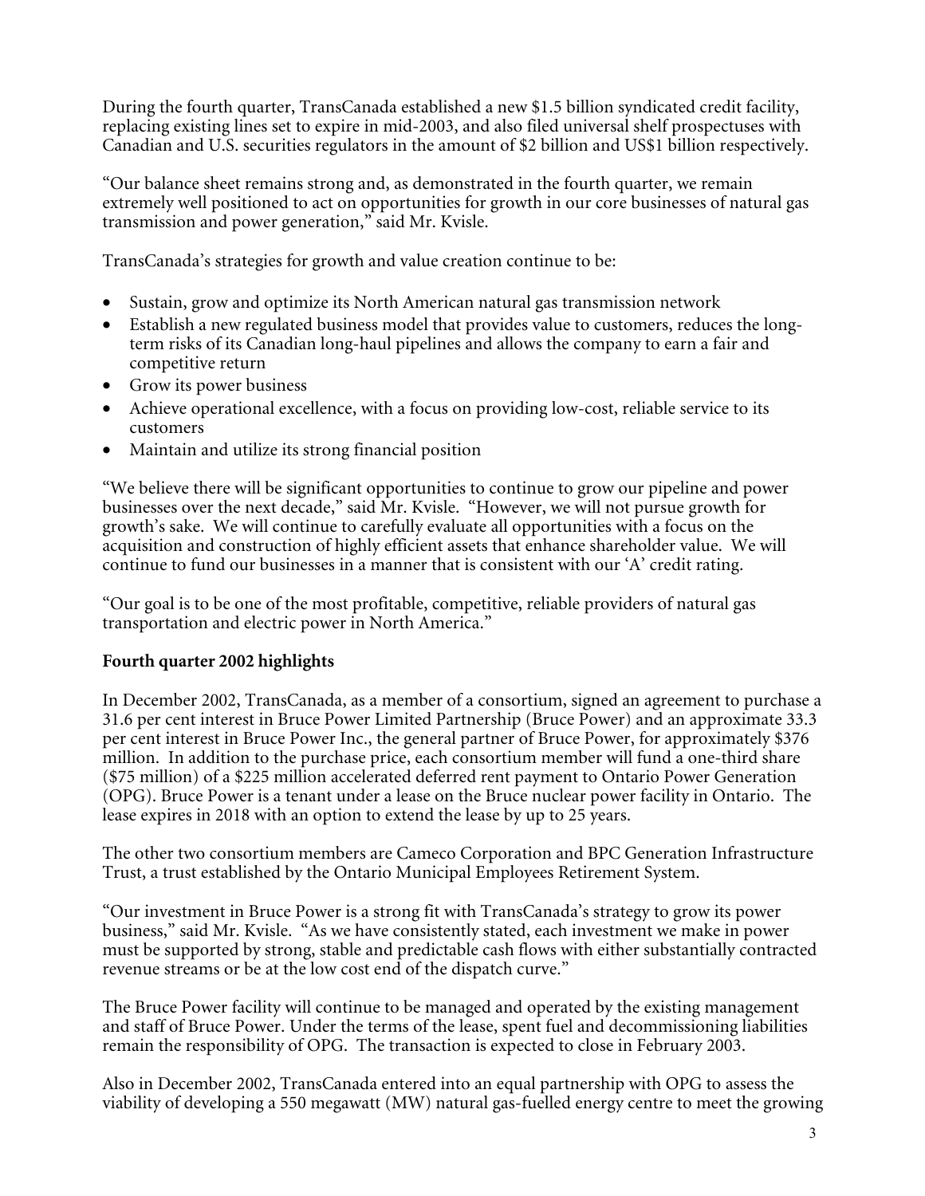During the fourth quarter, TransCanada established a new $1.5 billion syndicated credit facility, replacing existing lines set to expire in mid-2003, and also filed universal shelf prospectuses with Canadian and U.S. securities regulators in the amount of $2 billion and US$1 billion respectively.

"Our balance sheet remains strong and, as demonstrated in the fourth quarter, we remain extremely well positioned to act on opportunities for growth in our core businesses of natural gas transmission and power generation," said Mr. Kvisle.

TransCanada's strategies for growth and value creation continue to be:

- Sustain, grow and optimize its North American natural gas transmission network
- Establish a new regulated business model that provides value to customers, reduces the long-term risks of its Canadian long-haul pipelines and allows the company to earn a fair and competitive return
- Grow its power business
- Achieve operational excellence, with a focus on providing low-cost, reliable service to its customers
- Maintain and utilize its strong financial position

"We believe there will be significant opportunities to continue to grow our pipeline and power businesses over the next decade," said Mr. Kvisle. "However, we will not pursue growth for growth's sake. We will continue to carefully evaluate all opportunities with a focus on the acquisition and construction of highly efficient assets that enhance shareholder value. We will continue to fund our businesses in a manner that is consistent with our 'A' credit rating.

"Our goal is to be one of the most profitable, competitive, reliable providers of natural gas transportation and electric power in North America."

**Fourth quarter 2002 highlights**

In December 2002, TransCanada, as a member of a consortium, signed an agreement to purchase a 31.6 per cent interest in Bruce Power Limited Partnership (Bruce Power) and an approximate 33.3 per cent interest in Bruce Power Inc., the general partner of Bruce Power, for approximately $376 million. In addition to the purchase price, each consortium member will fund a one-third share ($75 million) of a $225 million accelerated deferred rent payment to Ontario Power Generation (OPG). Bruce Power is a tenant under a lease on the Bruce nuclear power facility in Ontario. The lease expires in 2018 with an option to extend the lease by up to 25 years.

The other two consortium members are Cameco Corporation and BPC Generation Infrastructure Trust, a trust established by the Ontario Municipal Employees Retirement System.

"Our investment in Bruce Power is a strong fit with TransCanada's strategy to grow its power business," said Mr. Kvisle. "As we have consistently stated, each investment we make in power must be supported by strong, stable and predictable cash flows with either substantially contracted revenue streams or be at the low cost end of the dispatch curve."

The Bruce Power facility will continue to be managed and operated by the existing management and staff of Bruce Power. Under the terms of the lease, spent fuel and decommissioning liabilities remain the responsibility of OPG. The transaction is expected to close in February 2003.

Also in December 2002, TransCanada entered into an equal partnership with OPG to assess the viability of developing a 550 megawatt (MW) natural gas-fuelled energy centre to meet the growing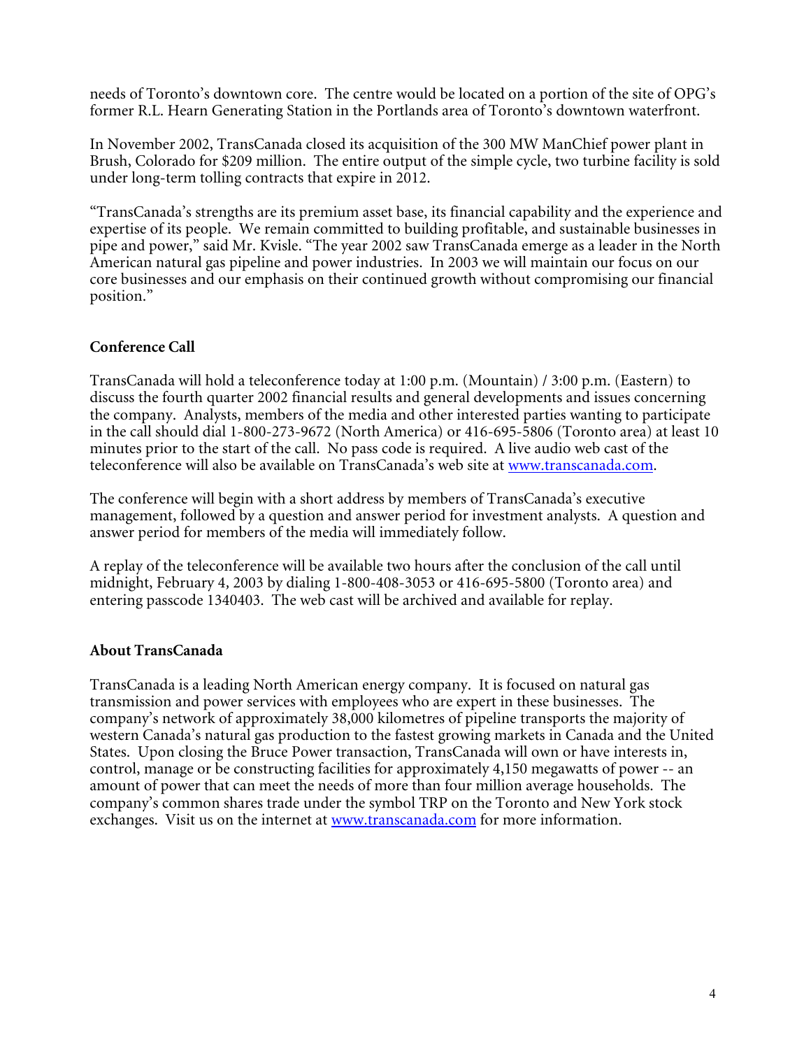needs of Toronto's downtown core. The centre would be located on a portion of the site of OPG's former R.L. Hearn Generating Station in the Portlands area of Toronto's downtown waterfront.

In November 2002, TransCanada closed its acquisition of the 300 MW ManChief power plant in Brush, Colorado for $209 million. The entire output of the simple cycle, two turbine facility is sold under long-term tolling contracts that expire in 2012.

"TransCanada's strengths are its premium asset base, its financial capability and the experience and expertise of its people. We remain committed to building profitable, and sustainable businesses in pipe and power," said Mr. Kvisle. "The year 2002 saw TransCanada emerge as a leader in the North American natural gas pipeline and power industries. In 2003 we will maintain our focus on our core businesses and our emphasis on their continued growth without compromising our financial position."

**Conference Call**

TransCanada will hold a teleconference today at 1:00 p.m. (Mountain) / 3:00 p.m. (Eastern) to discuss the fourth quarter 2002 financial results and general developments and issues concerning the company. Analysts, members of the media and other interested parties wanting to participate in the call should dial 1-800-273-9672 (North America) or 416-695-5806 (Toronto area) at least 10 minutes prior to the start of the call. No pass code is required. A live audio web cast of the teleconference will also be available on TransCanada's web site at www.transcanada.com.

The conference will begin with a short address by members of TransCanada's executive management, followed by a question and answer period for investment analysts. A question and answer period for members of the media will immediately follow.

A replay of the teleconference will be available two hours after the conclusion of the call until midnight, February 4, 2003 by dialing 1-800-408-3053 or 416-695-5800 (Toronto area) and entering passcode 1340403. The web cast will be archived and available for replay.

**About TransCanada**

TransCanada is a leading North American energy company. It is focused on natural gas transmission and power services with employees who are expert in these businesses. The company's network of approximately 38,000 kilometres of pipeline transports the majority of western Canada's natural gas production to the fastest growing markets in Canada and the United States. Upon closing the Bruce Power transaction, TransCanada will own or have interests in, control, manage or be constructing facilities for approximately 4,150 megawatts of power -- an amount of power that can meet the needs of more than four million average households. The company's common shares trade under the symbol TRP on the Toronto and New York stock exchanges. Visit us on the internet at www.transcanada.com for more information.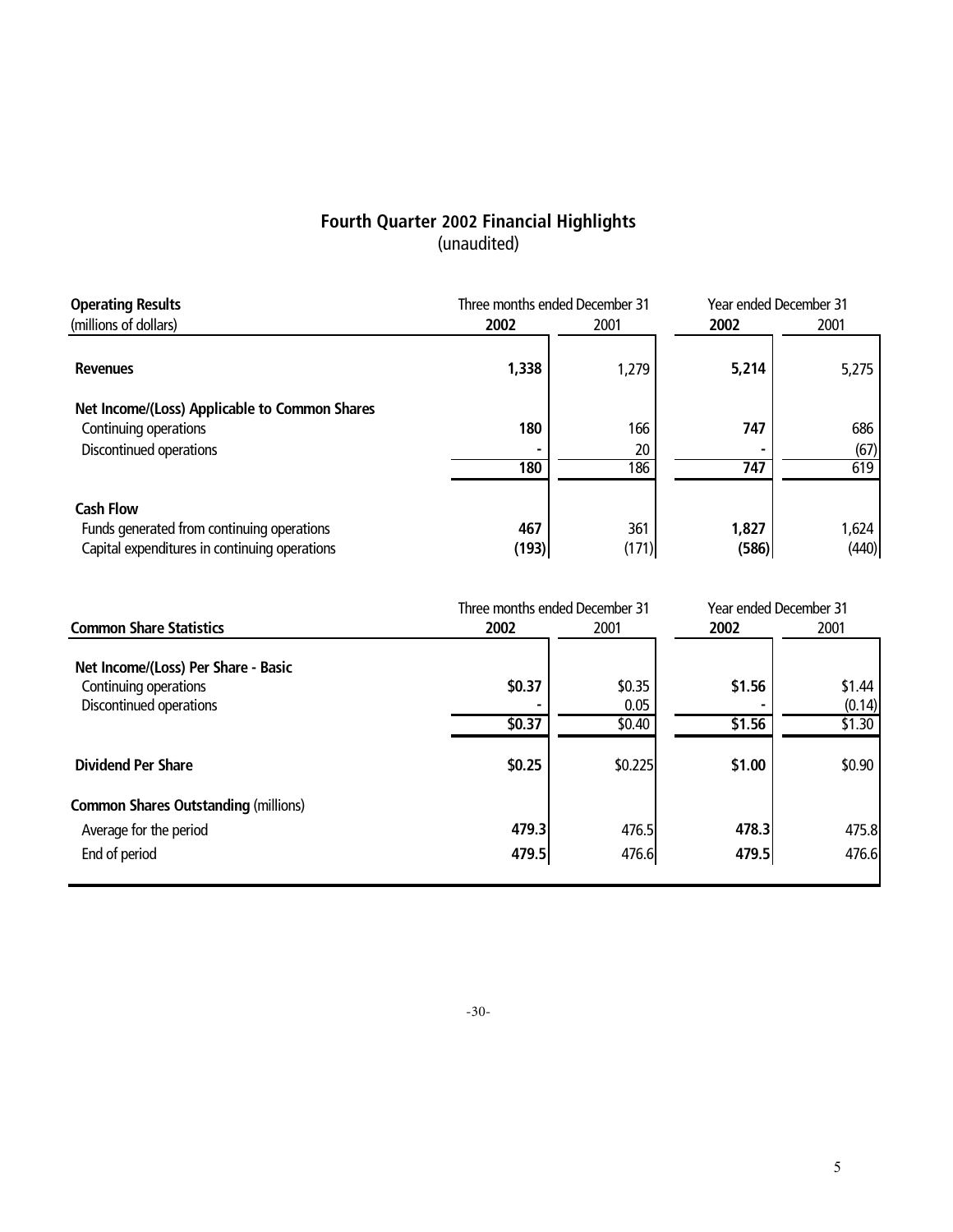# Fourth Quarter 2002 Financial Highlights

(unaudited)

| Operating Results<br>(millions of dollars) | Three months ended December 31<br>2002 | <br>2001 | Year ended December 31<br>2002 | <br>2001 |
|---|---|---|---|---|
| **Revenues** | **1,338** | 1,279 | **5,214** | 5,275 |
| **Net Income/(Loss) Applicable to Common Shares** | | | | |
| Continuing operations | **180** | 166 | **747** | 686 |
| Discontinued operations | **-** | 20 | **-** | (67) |
| | **180** | 186 | **747** | 619 |
| **Cash Flow** | | | | |
| Funds generated from continuing operations | **467** | 361 | **1,827** | 1,624 |
| Capital expenditures in continuing operations | **(193)** | (171) | **(586)** | (440) |

| Common Share Statistics | Three months ended December 31<br>2002 | <br>2001 | Year ended December 31<br>2002 | <br>2001 |
|---|---|---|---|---|
| **Net Income/(Loss) Per Share - Basic** | | | | |
| Continuing operations | **$0.37** | $0.35 | **$1.56** | $1.44 |
| Discontinued operations | **-** | 0.05 | **-** | (0.14) |
| | **$0.37** | $0.40 | **$1.56** | $1.30 |
| **Dividend Per Share** | **$0.25** | $0.225 | **$1.00** | $0.90 |
| **Common Shares Outstanding** (millions) | | | | |
| Average for the period | **479.3** | 476.5 | **478.3** | 475.8 |
| End of period | **479.5** | 476.6 | **479.5** | 476.6 |

-30-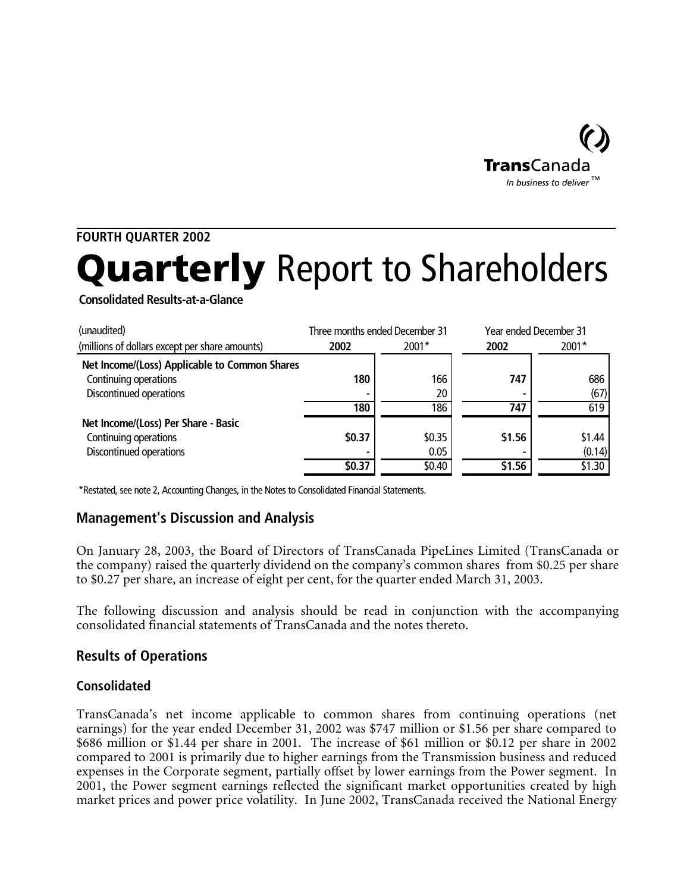TransCanada
*In business to deliver™*

**FOURTH QUARTER 2002**

# **Quarterly** Report to Shareholders

**Consolidated Results-at-a-Glance**

| (unaudited) | Three months ended December 31 | | Year ended December 31 | |
|---|---|---|---|---|
| (millions of dollars except per share amounts) | **2002** | 2001* | **2002** | 2001* |
| **Net Income/(Loss) Applicable to Common Shares** | | | | |
| Continuing operations | **180** | 166 | **747** | 686 |
| Discontinued operations | **-** | 20 | **-** | (67) |
| | **180** | 186 | **747** | 619 |
| **Net Income/(Loss) Per Share - Basic** | | | | |
| Continuing operations | **$0.37** | $0.35 | **$1.56** | $1.44 |
| Discontinued operations | **-** | 0.05 | **-** | (0.14) |
| | **$0.37** | $0.40 | **$1.56** | $1.30 |

*Restated, see note 2, Accounting Changes, in the Notes to Consolidated Financial Statements.

## Management's Discussion and Analysis

On January 28, 2003, the Board of Directors of TransCanada PipeLines Limited (TransCanada or the company) raised the quarterly dividend on the company's common shares from $0.25 per share to $0.27 per share, an increase of eight per cent, for the quarter ended March 31, 2003.

The following discussion and analysis should be read in conjunction with the accompanying consolidated financial statements of TransCanada and the notes thereto.

## Results of Operations

### Consolidated

TransCanada's net income applicable to common shares from continuing operations (net earnings) for the year ended December 31, 2002 was $747 million or $1.56 per share compared to $686 million or $1.44 per share in 2001. The increase of $61 million or $0.12 per share in 2002 compared to 2001 is primarily due to higher earnings from the Transmission business and reduced expenses in the Corporate segment, partially offset by lower earnings from the Power segment. In 2001, the Power segment earnings reflected the significant market opportunities created by high market prices and power price volatility. In June 2002, TransCanada received the National Energy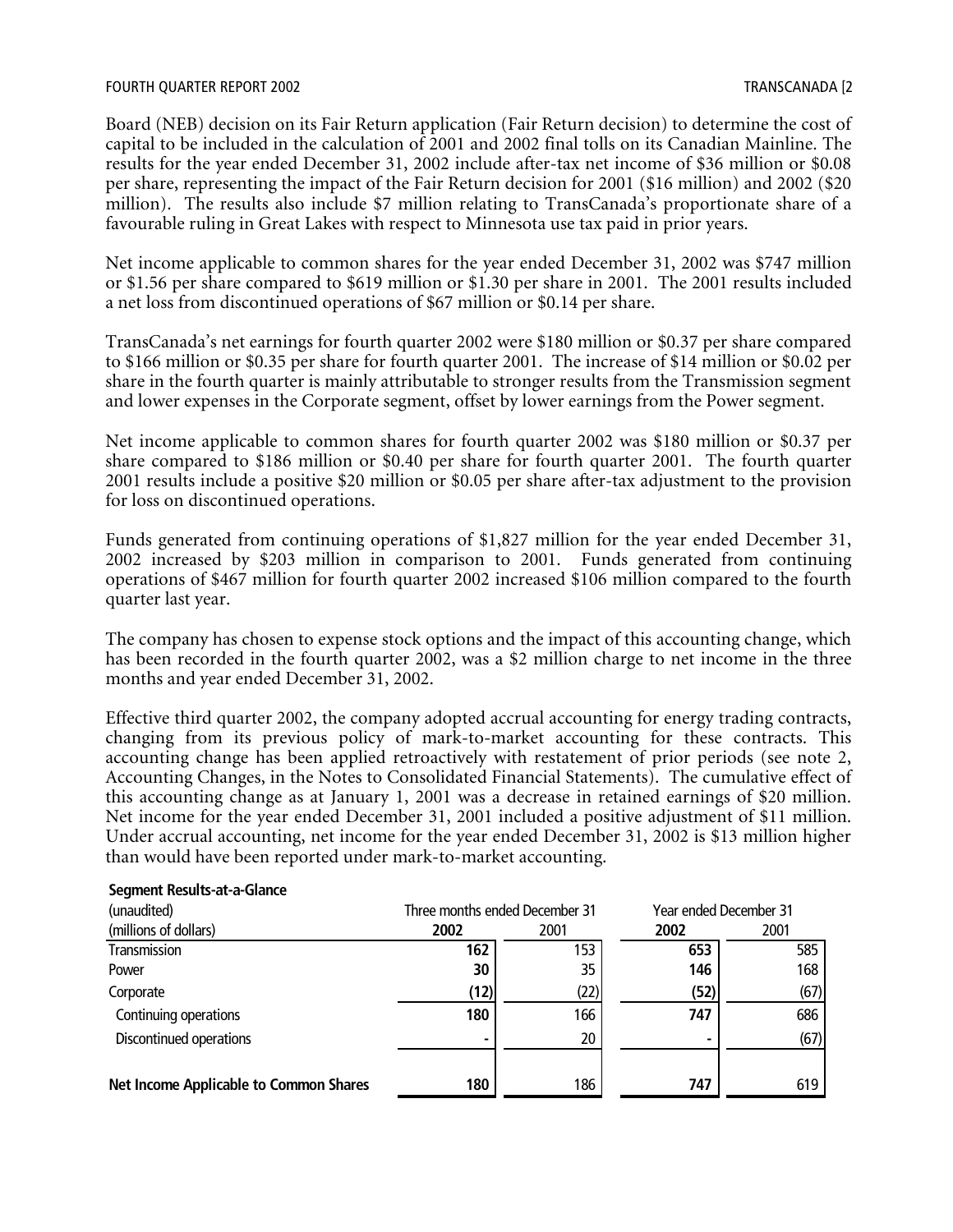Board (NEB) decision on its Fair Return application (Fair Return decision) to determine the cost of capital to be included in the calculation of 2001 and 2002 final tolls on its Canadian Mainline. The results for the year ended December 31, 2002 include after-tax net income of $36 million or $0.08 per share, representing the impact of the Fair Return decision for 2001 ($16 million) and 2002 ($20 million). The results also include $7 million relating to TransCanada's proportionate share of a favourable ruling in Great Lakes with respect to Minnesota use tax paid in prior years.

Net income applicable to common shares for the year ended December 31, 2002 was $747 million or $1.56 per share compared to $619 million or $1.30 per share in 2001. The 2001 results included a net loss from discontinued operations of $67 million or $0.14 per share.

TransCanada's net earnings for fourth quarter 2002 were $180 million or $0.37 per share compared to $166 million or $0.35 per share for fourth quarter 2001. The increase of $14 million or $0.02 per share in the fourth quarter is mainly attributable to stronger results from the Transmission segment and lower expenses in the Corporate segment, offset by lower earnings from the Power segment.

Net income applicable to common shares for fourth quarter 2002 was $180 million or $0.37 per share compared to $186 million or $0.40 per share for fourth quarter 2001. The fourth quarter 2001 results include a positive $20 million or $0.05 per share after-tax adjustment to the provision for loss on discontinued operations.

Funds generated from continuing operations of $1,827 million for the year ended December 31, 2002 increased by $203 million in comparison to 2001. Funds generated from continuing operations of $467 million for fourth quarter 2002 increased $106 million compared to the fourth quarter last year.

The company has chosen to expense stock options and the impact of this accounting change, which has been recorded in the fourth quarter 2002, was a $2 million charge to net income in the three months and year ended December 31, 2002.

Effective third quarter 2002, the company adopted accrual accounting for energy trading contracts, changing from its previous policy of mark-to-market accounting for these contracts. This accounting change has been applied retroactively with restatement of prior periods (see note 2, Accounting Changes, in the Notes to Consolidated Financial Statements). The cumulative effect of this accounting change as at January 1, 2001 was a decrease in retained earnings of $20 million. Net income for the year ended December 31, 2001 included a positive adjustment of $11 million. Under accrual accounting, net income for the year ended December 31, 2002 is $13 million higher than would have been reported under mark-to-market accounting.

**Segment Results-at-a-Glance**

| (unaudited) | Three months ended December 31 | | Year ended December 31 | |
|---|---|---|---|---|
| (millions of dollars) | **2002** | 2001 | **2002** | 2001 |
| Transmission | **162** | 153 | **653** | 585 |
| Power | **30** | 35 | **146** | 168 |
| Corporate | **(12)** | (22) | **(52)** | (67) |
| Continuing operations | **180** | 166 | **747** | 686 |
| Discontinued operations | **-** | 20 | **-** | (67) |
| **Net Income Applicable to Common Shares** | **180** | 186 | **747** | 619 |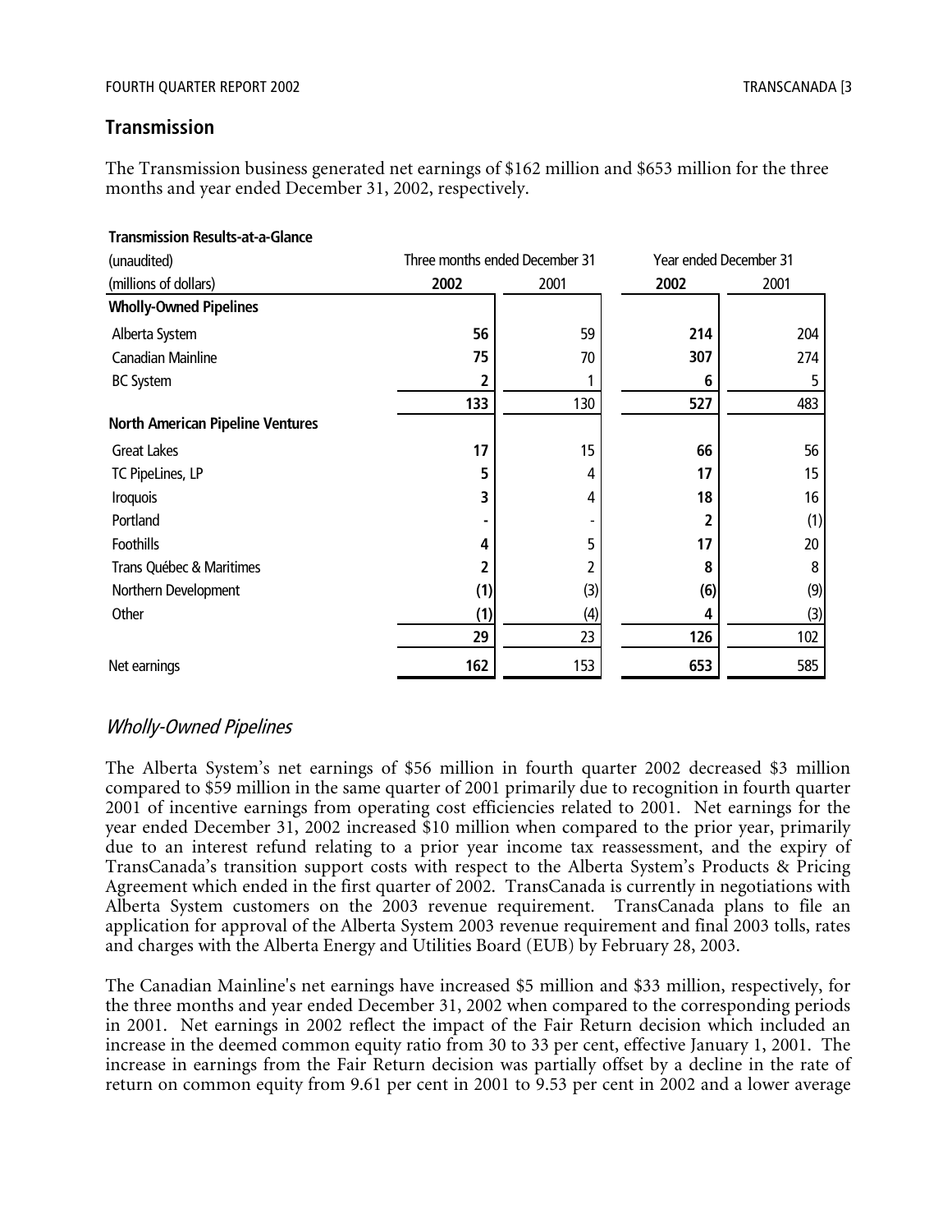## Transmission

The Transmission business generated net earnings of $162 million and $653 million for the three months and year ended December 31, 2002, respectively.

**Transmission Results-at-a-Glance**

| (unaudited) | Three months ended December 31 | | Year ended December 31 | |
|---|---|---|---|---|
| (millions of dollars) | **2002** | 2001 | **2002** | 2001 |
| **Wholly-Owned Pipelines** | | | | |
| Alberta System | **56** | 59 | **214** | 204 |
| Canadian Mainline | **75** | 70 | **307** | 274 |
| BC System | **2** | 1 | **6** | 5 |
| | **133** | 130 | **527** | 483 |
| **North American Pipeline Ventures** | | | | |
| Great Lakes | **17** | 15 | **66** | 56 |
| TC PipeLines, LP | **5** | 4 | **17** | 15 |
| Iroquois | **3** | 4 | **18** | 16 |
| Portland | **-** | - | **2** | (1) |
| Foothills | **4** | 5 | **17** | 20 |
| Trans Québec & Maritimes | **2** | 2 | **8** | 8 |
| Northern Development | **(1)** | (3) | **(6)** | (9) |
| Other | **(1)** | (4) | **4** | (3) |
| | **29** | 23 | **126** | 102 |
| Net earnings | **162** | 153 | **653** | 585 |

### *Wholly-Owned Pipelines*

The Alberta System's net earnings of $56 million in fourth quarter 2002 decreased $3 million compared to $59 million in the same quarter of 2001 primarily due to recognition in fourth quarter 2001 of incentive earnings from operating cost efficiencies related to 2001. Net earnings for the year ended December 31, 2002 increased $10 million when compared to the prior year, primarily due to an interest refund relating to a prior year income tax reassessment, and the expiry of TransCanada's transition support costs with respect to the Alberta System's Products & Pricing Agreement which ended in the first quarter of 2002. TransCanada is currently in negotiations with Alberta System customers on the 2003 revenue requirement. TransCanada plans to file an application for approval of the Alberta System 2003 revenue requirement and final 2003 tolls, rates and charges with the Alberta Energy and Utilities Board (EUB) by February 28, 2003.

The Canadian Mainline's net earnings have increased $5 million and $33 million, respectively, for the three months and year ended December 31, 2002 when compared to the corresponding periods in 2001. Net earnings in 2002 reflect the impact of the Fair Return decision which included an increase in the deemed common equity ratio from 30 to 33 per cent, effective January 1, 2001. The increase in earnings from the Fair Return decision was partially offset by a decline in the rate of return on common equity from 9.61 per cent in 2001 to 9.53 per cent in 2002 and a lower average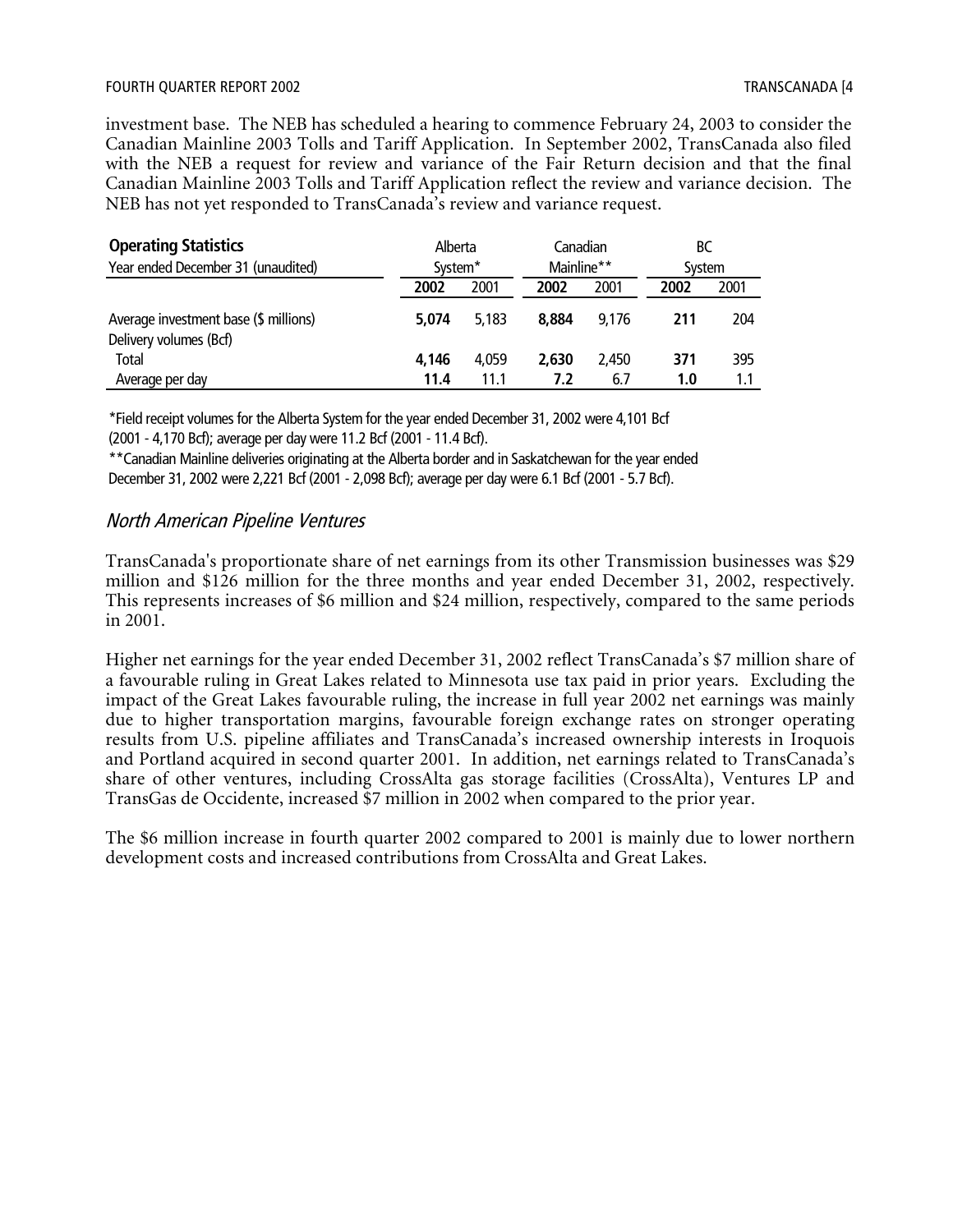investment base. The NEB has scheduled a hearing to commence February 24, 2003 to consider the Canadian Mainline 2003 Tolls and Tariff Application. In September 2002, TransCanada also filed with the NEB a request for review and variance of the Fair Return decision and that the final Canadian Mainline 2003 Tolls and Tariff Application reflect the review and variance decision. The NEB has not yet responded to TransCanada's review and variance request.

| **Operating Statistics**<br>Year ended December 31 (unaudited) | Alberta System* | | Canadian Mainline** | | BC System | |
|---|---|---|---|---|---|---|
| | **2002** | 2001 | **2002** | 2001 | **2002** | 2001 |
| Average investment base ($ millions) | **5,074** | 5,183 | **8,884** | 9,176 | **211** | 204 |
| Delivery volumes (Bcf) | | | | | | |
| Total | **4,146** | 4,059 | **2,630** | 2,450 | **371** | 395 |
| Average per day | **11.4** | 11.1 | **7.2** | 6.7 | **1.0** | 1.1 |

*Field receipt volumes for the Alberta System for the year ended December 31, 2002 were 4,101 Bcf (2001 - 4,170 Bcf); average per day were 11.2 Bcf (2001 - 11.4 Bcf).

**Canadian Mainline deliveries originating at the Alberta border and in Saskatchewan for the year ended December 31, 2002 were 2,221 Bcf (2001 - 2,098 Bcf); average per day were 6.1 Bcf (2001 - 5.7 Bcf).

### *North American Pipeline Ventures*

TransCanada's proportionate share of net earnings from its other Transmission businesses was $29 million and $126 million for the three months and year ended December 31, 2002, respectively. This represents increases of $6 million and $24 million, respectively, compared to the same periods in 2001.

Higher net earnings for the year ended December 31, 2002 reflect TransCanada's $7 million share of a favourable ruling in Great Lakes related to Minnesota use tax paid in prior years. Excluding the impact of the Great Lakes favourable ruling, the increase in full year 2002 net earnings was mainly due to higher transportation margins, favourable foreign exchange rates on stronger operating results from U.S. pipeline affiliates and TransCanada's increased ownership interests in Iroquois and Portland acquired in second quarter 2001. In addition, net earnings related to TransCanada's share of other ventures, including CrossAlta gas storage facilities (CrossAlta), Ventures LP and TransGas de Occidente, increased $7 million in 2002 when compared to the prior year.

The $6 million increase in fourth quarter 2002 compared to 2001 is mainly due to lower northern development costs and increased contributions from CrossAlta and Great Lakes.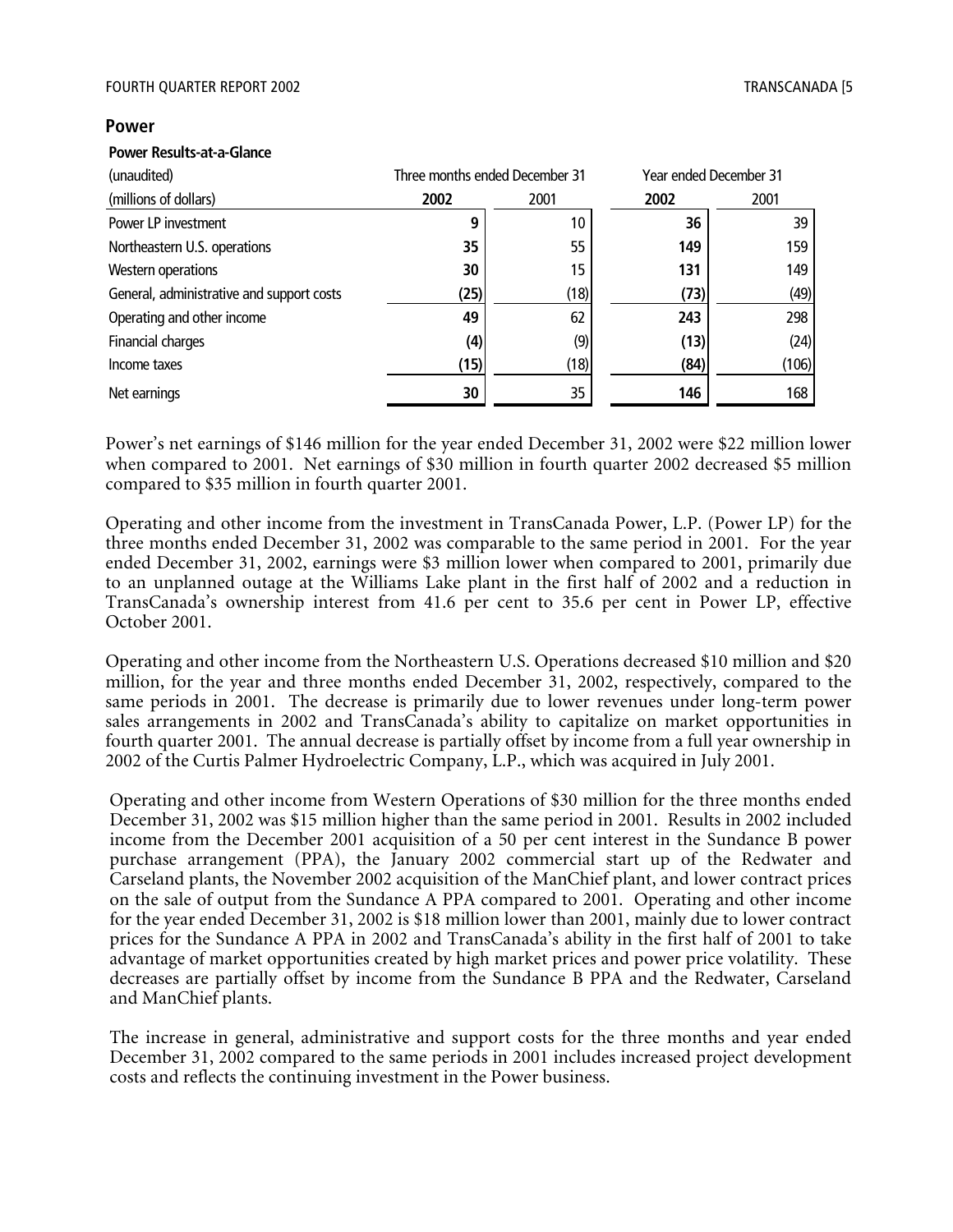## Power

**Power Results-at-a-Glance**

| (unaudited) | Three months ended December 31 | | Year ended December 31 | |
|---|---|---|---|---|
| (millions of dollars) | **2002** | 2001 | **2002** | 2001 |
| Power LP investment | **9** | 10 | **36** | 39 |
| Northeastern U.S. operations | **35** | 55 | **149** | 159 |
| Western operations | **30** | 15 | **131** | 149 |
| General, administrative and support costs | **(25)** | (18) | **(73)** | (49) |
| Operating and other income | **49** | 62 | **243** | 298 |
| Financial charges | **(4)** | (9) | **(13)** | (24) |
| Income taxes | **(15)** | (18) | **(84)** | (106) |
| Net earnings | **30** | 35 | **146** | 168 |

Power's net earnings of $146 million for the year ended December 31, 2002 were $22 million lower when compared to 2001. Net earnings of $30 million in fourth quarter 2002 decreased $5 million compared to $35 million in fourth quarter 2001.

Operating and other income from the investment in TransCanada Power, L.P. (Power LP) for the three months ended December 31, 2002 was comparable to the same period in 2001. For the year ended December 31, 2002, earnings were $3 million lower when compared to 2001, primarily due to an unplanned outage at the Williams Lake plant in the first half of 2002 and a reduction in TransCanada's ownership interest from 41.6 per cent to 35.6 per cent in Power LP, effective October 2001.

Operating and other income from the Northeastern U.S. Operations decreased $10 million and $20 million, for the year and three months ended December 31, 2002, respectively, compared to the same periods in 2001. The decrease is primarily due to lower revenues under long-term power sales arrangements in 2002 and TransCanada's ability to capitalize on market opportunities in fourth quarter 2001. The annual decrease is partially offset by income from a full year ownership in 2002 of the Curtis Palmer Hydroelectric Company, L.P., which was acquired in July 2001.

Operating and other income from Western Operations of $30 million for the three months ended December 31, 2002 was $15 million higher than the same period in 2001. Results in 2002 included income from the December 2001 acquisition of a 50 per cent interest in the Sundance B power purchase arrangement (PPA), the January 2002 commercial start up of the Redwater and Carseland plants, the November 2002 acquisition of the ManChief plant, and lower contract prices on the sale of output from the Sundance A PPA compared to 2001. Operating and other income for the year ended December 31, 2002 is $18 million lower than 2001, mainly due to lower contract prices for the Sundance A PPA in 2002 and TransCanada's ability in the first half of 2001 to take advantage of market opportunities created by high market prices and power price volatility. These decreases are partially offset by income from the Sundance B PPA and the Redwater, Carseland and ManChief plants.

The increase in general, administrative and support costs for the three months and year ended December 31, 2002 compared to the same periods in 2001 includes increased project development costs and reflects the continuing investment in the Power business.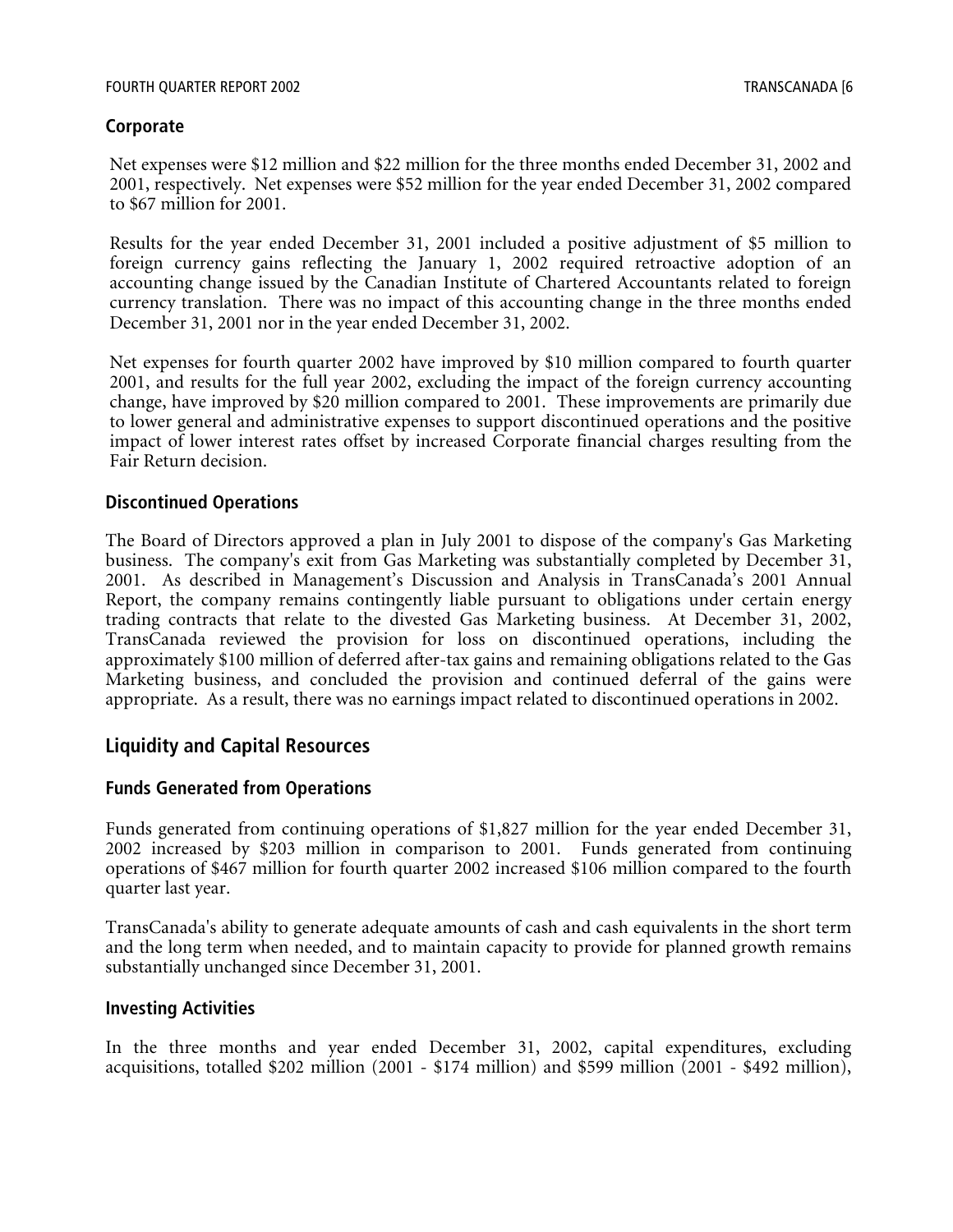### Corporate

Net expenses were $12 million and $22 million for the three months ended December 31, 2002 and 2001, respectively. Net expenses were $52 million for the year ended December 31, 2002 compared to $67 million for 2001.

Results for the year ended December 31, 2001 included a positive adjustment of $5 million to foreign currency gains reflecting the January 1, 2002 required retroactive adoption of an accounting change issued by the Canadian Institute of Chartered Accountants related to foreign currency translation. There was no impact of this accounting change in the three months ended December 31, 2001 nor in the year ended December 31, 2002.

Net expenses for fourth quarter 2002 have improved by $10 million compared to fourth quarter 2001, and results for the full year 2002, excluding the impact of the foreign currency accounting change, have improved by $20 million compared to 2001. These improvements are primarily due to lower general and administrative expenses to support discontinued operations and the positive impact of lower interest rates offset by increased Corporate financial charges resulting from the Fair Return decision.

### Discontinued Operations

The Board of Directors approved a plan in July 2001 to dispose of the company's Gas Marketing business. The company's exit from Gas Marketing was substantially completed by December 31, 2001. As described in Management's Discussion and Analysis in TransCanada's 2001 Annual Report, the company remains contingently liable pursuant to obligations under certain energy trading contracts that relate to the divested Gas Marketing business. At December 31, 2002, TransCanada reviewed the provision for loss on discontinued operations, including the approximately $100 million of deferred after-tax gains and remaining obligations related to the Gas Marketing business, and concluded the provision and continued deferral of the gains were appropriate. As a result, there was no earnings impact related to discontinued operations in 2002.

## Liquidity and Capital Resources

### Funds Generated from Operations

Funds generated from continuing operations of $1,827 million for the year ended December 31, 2002 increased by $203 million in comparison to 2001. Funds generated from continuing operations of $467 million for fourth quarter 2002 increased $106 million compared to the fourth quarter last year.

TransCanada's ability to generate adequate amounts of cash and cash equivalents in the short term and the long term when needed, and to maintain capacity to provide for planned growth remains substantially unchanged since December 31, 2001.

### Investing Activities

In the three months and year ended December 31, 2002, capital expenditures, excluding acquisitions, totalled $202 million (2001 - $174 million) and $599 million (2001 - $492 million),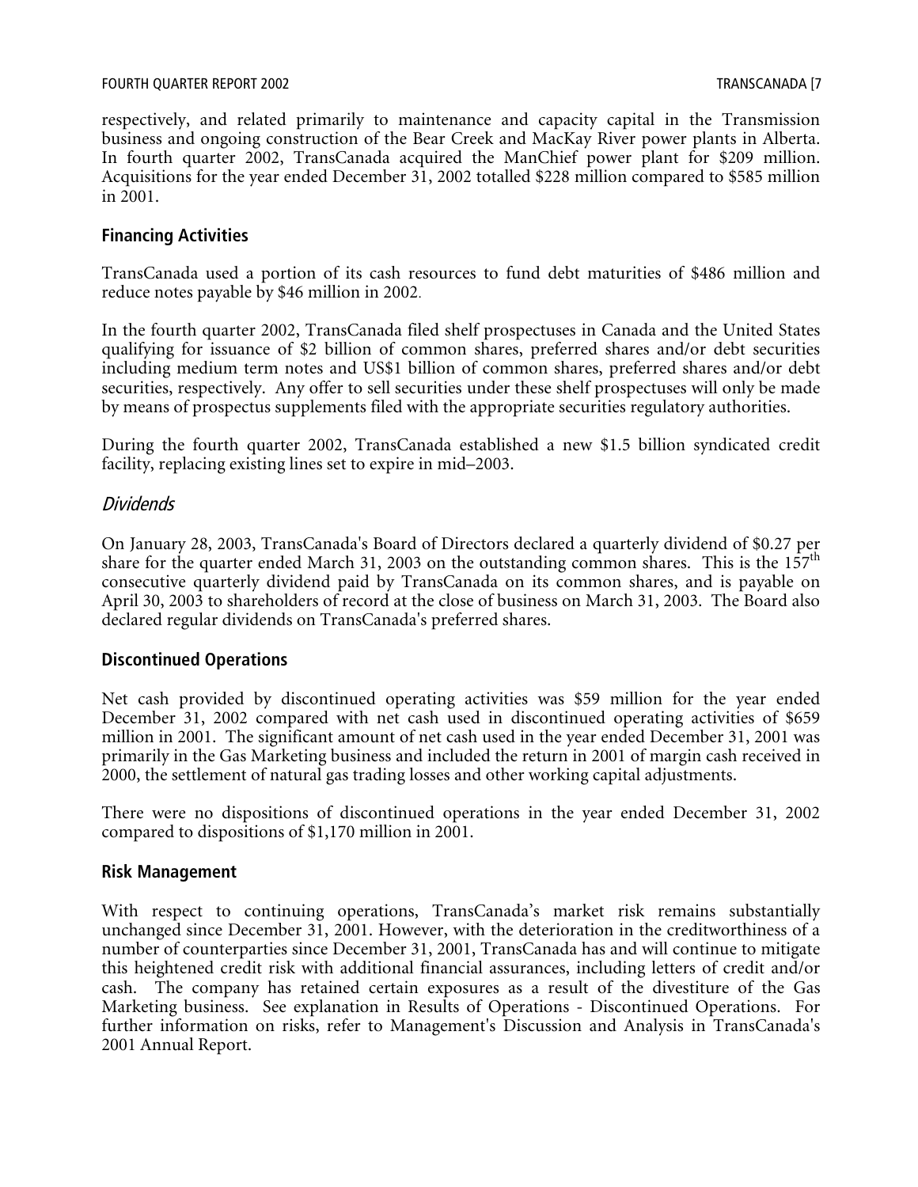respectively, and related primarily to maintenance and capacity capital in the Transmission business and ongoing construction of the Bear Creek and MacKay River power plants in Alberta. In fourth quarter 2002, TransCanada acquired the ManChief power plant for $209 million. Acquisitions for the year ended December 31, 2002 totalled $228 million compared to $585 million in 2001.

## Financing Activities

TransCanada used a portion of its cash resources to fund debt maturities of $486 million and reduce notes payable by $46 million in 2002.

In the fourth quarter 2002, TransCanada filed shelf prospectuses in Canada and the United States qualifying for issuance of $2 billion of common shares, preferred shares and/or debt securities including medium term notes and US$1 billion of common shares, preferred shares and/or debt securities, respectively. Any offer to sell securities under these shelf prospectuses will only be made by means of prospectus supplements filed with the appropriate securities regulatory authorities.

During the fourth quarter 2002, TransCanada established a new $1.5 billion syndicated credit facility, replacing existing lines set to expire in mid–2003.

### *Dividends*

On January 28, 2003, TransCanada's Board of Directors declared a quarterly dividend of $0.27 per share for the quarter ended March 31, 2003 on the outstanding common shares. This is the 157th consecutive quarterly dividend paid by TransCanada on its common shares, and is payable on April 30, 2003 to shareholders of record at the close of business on March 31, 2003. The Board also declared regular dividends on TransCanada's preferred shares.

## Discontinued Operations

Net cash provided by discontinued operating activities was $59 million for the year ended December 31, 2002 compared with net cash used in discontinued operating activities of $659 million in 2001. The significant amount of net cash used in the year ended December 31, 2001 was primarily in the Gas Marketing business and included the return in 2001 of margin cash received in 2000, the settlement of natural gas trading losses and other working capital adjustments.

There were no dispositions of discontinued operations in the year ended December 31, 2002 compared to dispositions of $1,170 million in 2001.

## Risk Management

With respect to continuing operations, TransCanada's market risk remains substantially unchanged since December 31, 2001. However, with the deterioration in the creditworthiness of a number of counterparties since December 31, 2001, TransCanada has and will continue to mitigate this heightened credit risk with additional financial assurances, including letters of credit and/or cash. The company has retained certain exposures as a result of the divestiture of the Gas Marketing business. See explanation in Results of Operations - Discontinued Operations. For further information on risks, refer to Management's Discussion and Analysis in TransCanada's 2001 Annual Report.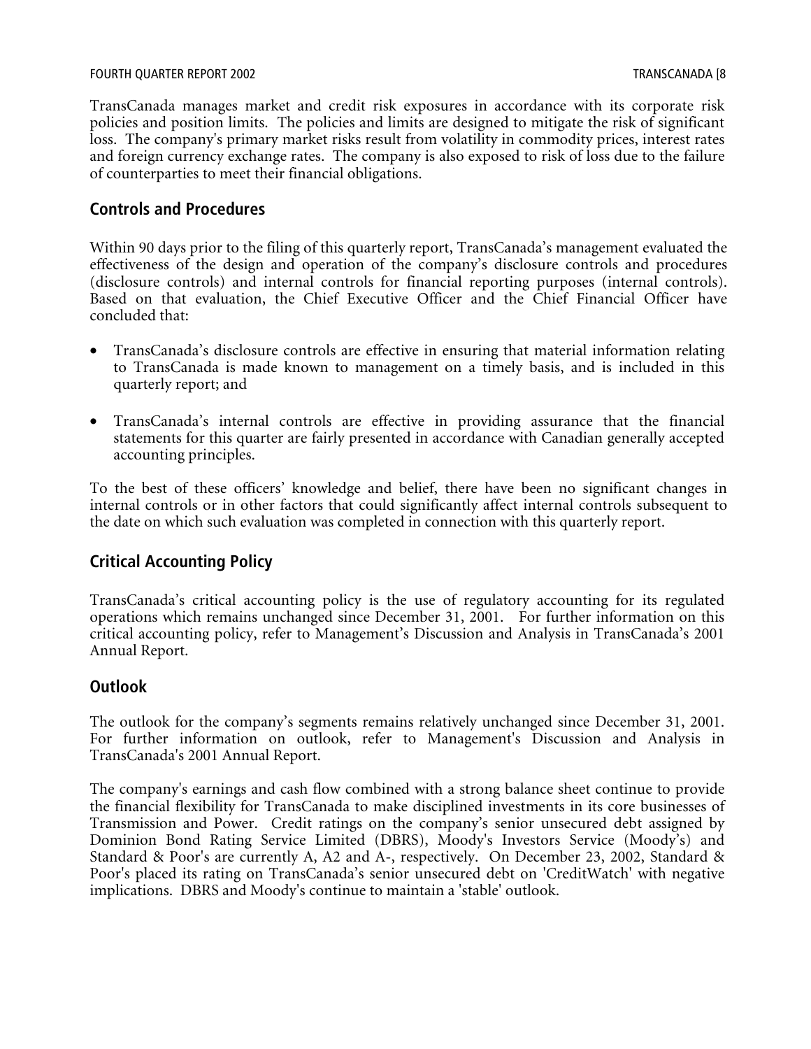TransCanada manages market and credit risk exposures in accordance with its corporate risk policies and position limits. The policies and limits are designed to mitigate the risk of significant loss. The company's primary market risks result from volatility in commodity prices, interest rates and foreign currency exchange rates. The company is also exposed to risk of loss due to the failure of counterparties to meet their financial obligations.

## Controls and Procedures

Within 90 days prior to the filing of this quarterly report, TransCanada's management evaluated the effectiveness of the design and operation of the company's disclosure controls and procedures (disclosure controls) and internal controls for financial reporting purposes (internal controls). Based on that evaluation, the Chief Executive Officer and the Chief Financial Officer have concluded that:

- TransCanada's disclosure controls are effective in ensuring that material information relating to TransCanada is made known to management on a timely basis, and is included in this quarterly report; and

- TransCanada's internal controls are effective in providing assurance that the financial statements for this quarter are fairly presented in accordance with Canadian generally accepted accounting principles.

To the best of these officers' knowledge and belief, there have been no significant changes in internal controls or in other factors that could significantly affect internal controls subsequent to the date on which such evaluation was completed in connection with this quarterly report.

## Critical Accounting Policy

TransCanada's critical accounting policy is the use of regulatory accounting for its regulated operations which remains unchanged since December 31, 2001. For further information on this critical accounting policy, refer to Management's Discussion and Analysis in TransCanada's 2001 Annual Report.

## Outlook

The outlook for the company's segments remains relatively unchanged since December 31, 2001. For further information on outlook, refer to Management's Discussion and Analysis in TransCanada's 2001 Annual Report.

The company's earnings and cash flow combined with a strong balance sheet continue to provide the financial flexibility for TransCanada to make disciplined investments in its core businesses of Transmission and Power. Credit ratings on the company's senior unsecured debt assigned by Dominion Bond Rating Service Limited (DBRS), Moody's Investors Service (Moody's) and Standard & Poor's are currently A, A2 and A-, respectively. On December 23, 2002, Standard & Poor's placed its rating on TransCanada's senior unsecured debt on 'CreditWatch' with negative implications. DBRS and Moody's continue to maintain a 'stable' outlook.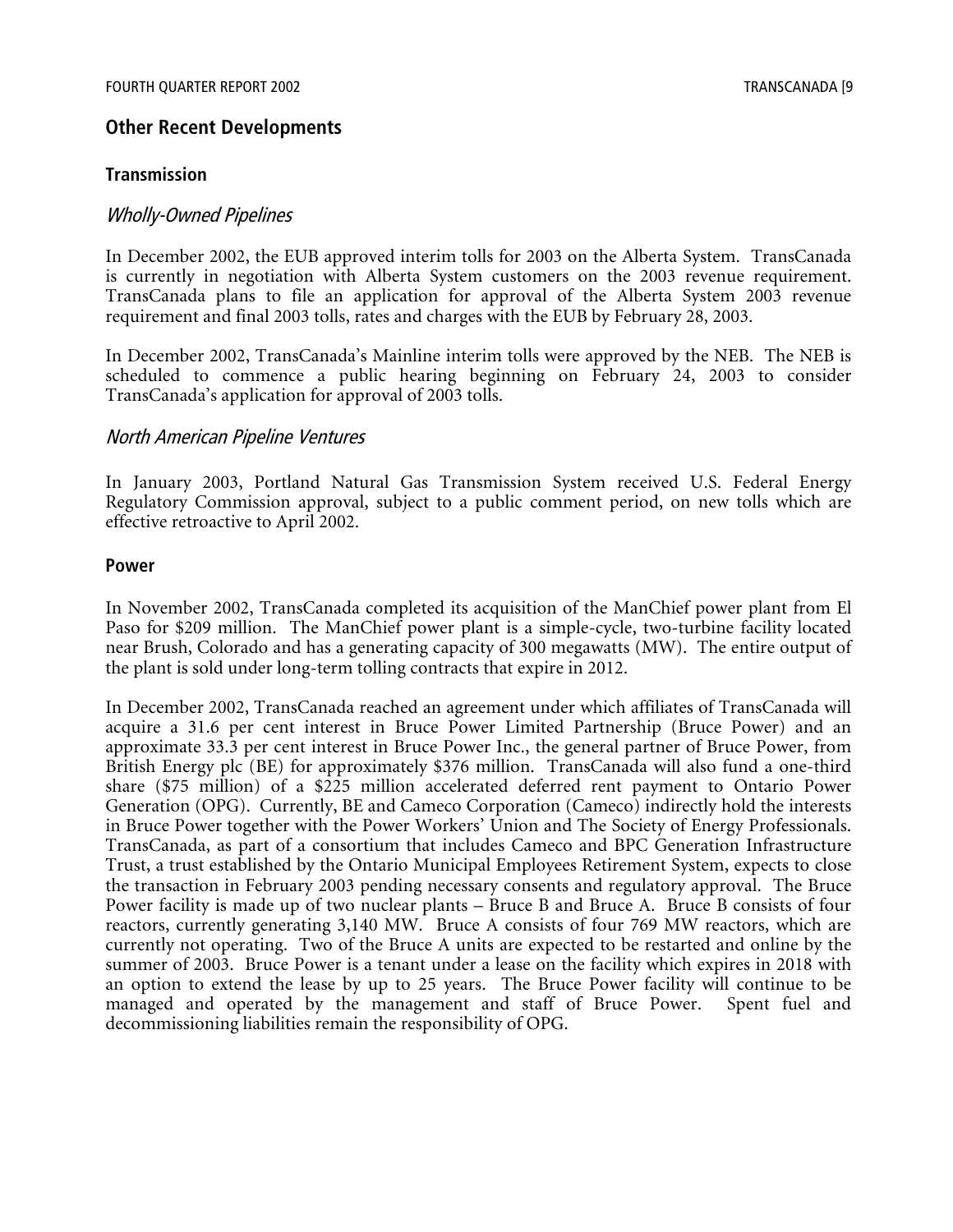## Other Recent Developments

### Transmission

#### *Wholly-Owned Pipelines*

In December 2002, the EUB approved interim tolls for 2003 on the Alberta System. TransCanada is currently in negotiation with Alberta System customers on the 2003 revenue requirement. TransCanada plans to file an application for approval of the Alberta System 2003 revenue requirement and final 2003 tolls, rates and charges with the EUB by February 28, 2003.

In December 2002, TransCanada's Mainline interim tolls were approved by the NEB. The NEB is scheduled to commence a public hearing beginning on February 24, 2003 to consider TransCanada's application for approval of 2003 tolls.

#### *North American Pipeline Ventures*

In January 2003, Portland Natural Gas Transmission System received U.S. Federal Energy Regulatory Commission approval, subject to a public comment period, on new tolls which are effective retroactive to April 2002.

### Power

In November 2002, TransCanada completed its acquisition of the ManChief power plant from El Paso for $209 million. The ManChief power plant is a simple-cycle, two-turbine facility located near Brush, Colorado and has a generating capacity of 300 megawatts (MW). The entire output of the plant is sold under long-term tolling contracts that expire in 2012.

In December 2002, TransCanada reached an agreement under which affiliates of TransCanada will acquire a 31.6 per cent interest in Bruce Power Limited Partnership (Bruce Power) and an approximate 33.3 per cent interest in Bruce Power Inc., the general partner of Bruce Power, from British Energy plc (BE) for approximately $376 million. TransCanada will also fund a one-third share ($75 million) of a $225 million accelerated deferred rent payment to Ontario Power Generation (OPG). Currently, BE and Cameco Corporation (Cameco) indirectly hold the interests in Bruce Power together with the Power Workers' Union and The Society of Energy Professionals. TransCanada, as part of a consortium that includes Cameco and BPC Generation Infrastructure Trust, a trust established by the Ontario Municipal Employees Retirement System, expects to close the transaction in February 2003 pending necessary consents and regulatory approval. The Bruce Power facility is made up of two nuclear plants – Bruce B and Bruce A. Bruce B consists of four reactors, currently generating 3,140 MW. Bruce A consists of four 769 MW reactors, which are currently not operating. Two of the Bruce A units are expected to be restarted and online by the summer of 2003. Bruce Power is a tenant under a lease on the facility which expires in 2018 with an option to extend the lease by up to 25 years. The Bruce Power facility will continue to be managed and operated by the management and staff of Bruce Power. Spent fuel and decommissioning liabilities remain the responsibility of OPG.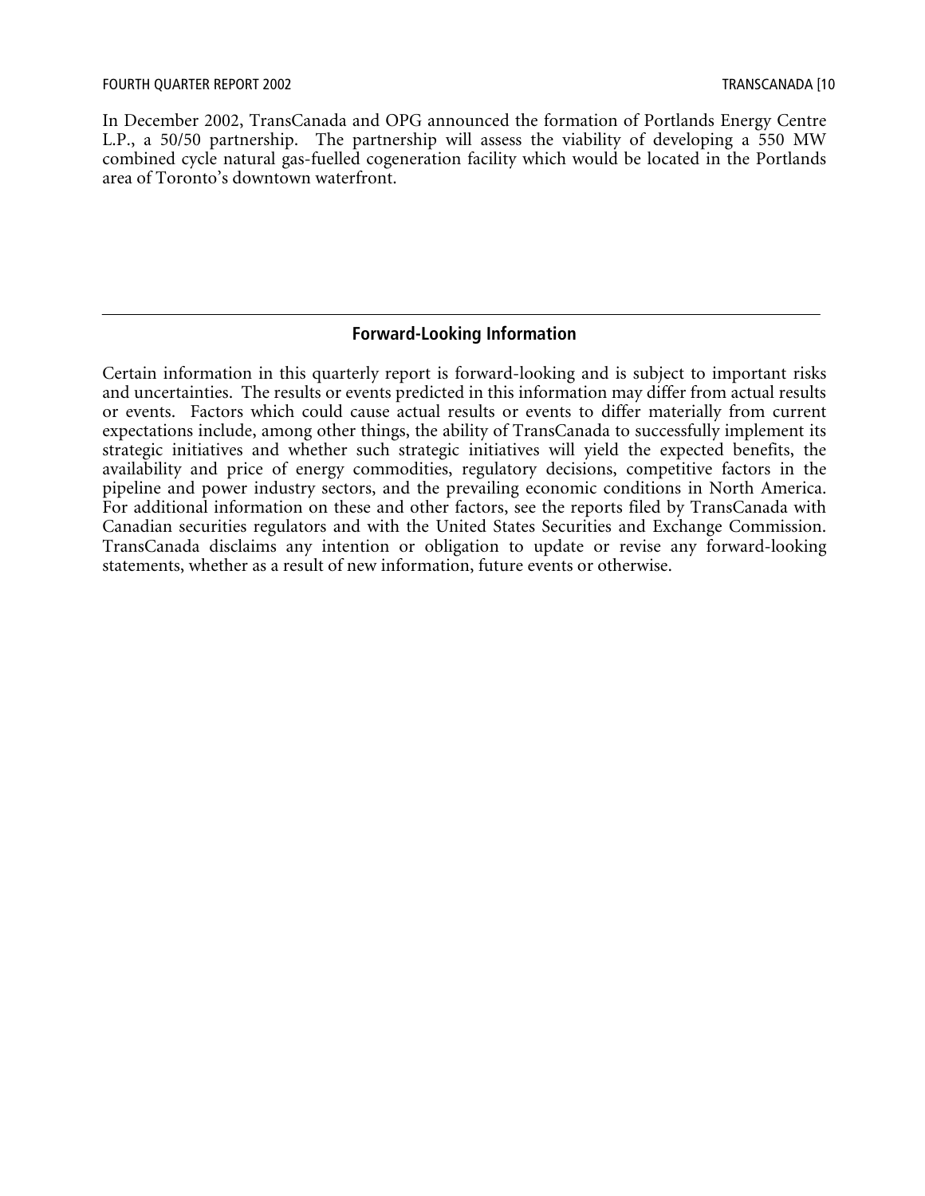In December 2002, TransCanada and OPG announced the formation of Portlands Energy Centre L.P., a 50/50 partnership. The partnership will assess the viability of developing a 550 MW combined cycle natural gas-fuelled cogeneration facility which would be located in the Portlands area of Toronto's downtown waterfront.

---

## Forward-Looking Information

Certain information in this quarterly report is forward-looking and is subject to important risks and uncertainties. The results or events predicted in this information may differ from actual results or events. Factors which could cause actual results or events to differ materially from current expectations include, among other things, the ability of TransCanada to successfully implement its strategic initiatives and whether such strategic initiatives will yield the expected benefits, the availability and price of energy commodities, regulatory decisions, competitive factors in the pipeline and power industry sectors, and the prevailing economic conditions in North America. For additional information on these and other factors, see the reports filed by TransCanada with Canadian securities regulators and with the United States Securities and Exchange Commission. TransCanada disclaims any intention or obligation to update or revise any forward-looking statements, whether as a result of new information, future events or otherwise.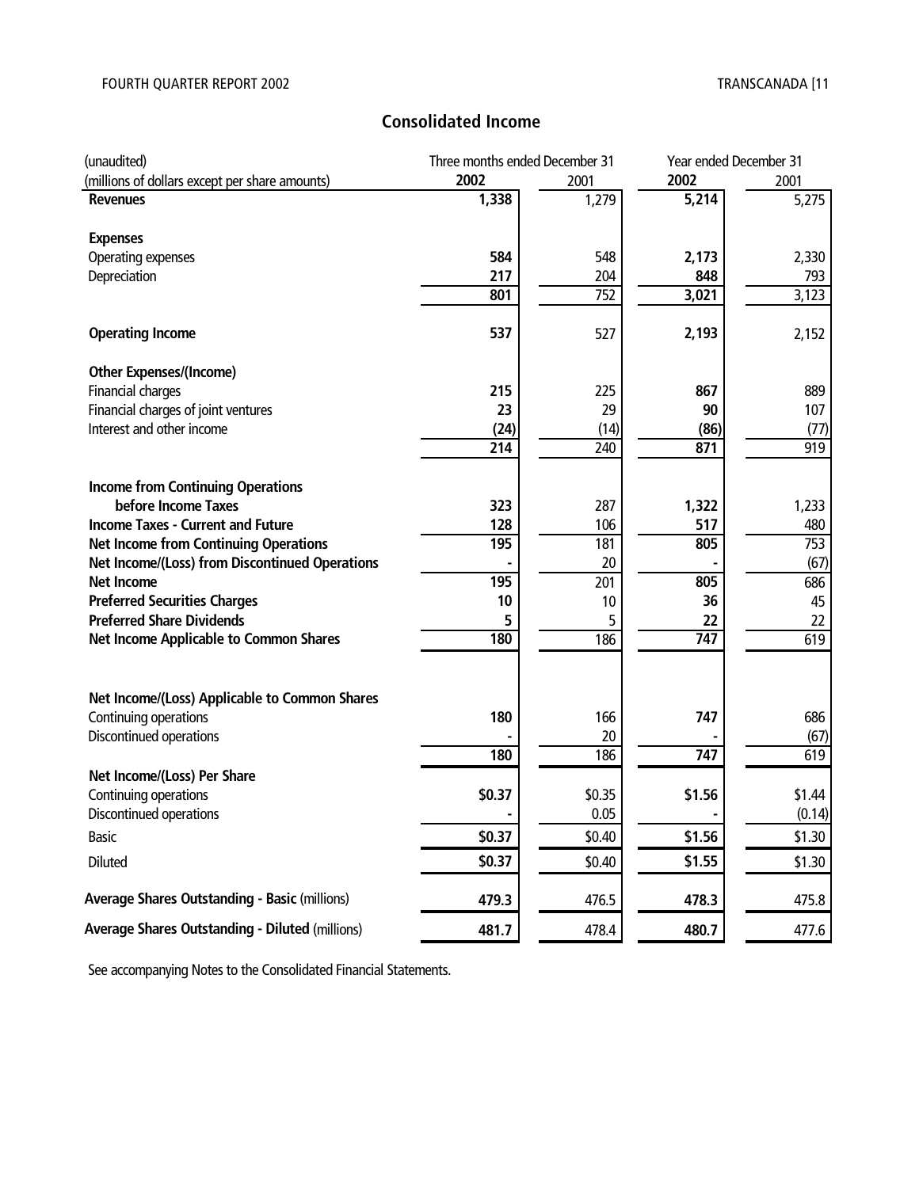## Consolidated Income

| (unaudited) | Three months ended December 31 | | Year ended December 31 | |
|---|---|---|---|---|
| (millions of dollars except per share amounts) | **2002** | 2001 | **2002** | 2001 |
| **Revenues** | **1,338** | 1,279 | **5,214** | 5,275 |
| **Expenses** | | | | |
| Operating expenses | **584** | 548 | **2,173** | 2,330 |
| Depreciation | **217** | 204 | **848** | 793 |
| | **801** | 752 | **3,021** | 3,123 |
| **Operating Income** | **537** | 527 | **2,193** | 2,152 |
| **Other Expenses/(Income)** | | | | |
| Financial charges | **215** | 225 | **867** | 889 |
| Financial charges of joint ventures | **23** | 29 | **90** | 107 |
| Interest and other income | **(24)** | (14) | **(86)** | (77) |
| | **214** | 240 | **871** | 919 |
| **Income from Continuing Operations before Income Taxes** | **323** | 287 | **1,322** | 1,233 |
| **Income Taxes - Current and Future** | **128** | 106 | **517** | 480 |
| **Net Income from Continuing Operations** | **195** | 181 | **805** | 753 |
| **Net Income/(Loss) from Discontinued Operations** | **-** | 20 | **-** | (67) |
| **Net Income** | **195** | 201 | **805** | 686 |
| **Preferred Securities Charges** | **10** | 10 | **36** | 45 |
| **Preferred Share Dividends** | **5** | 5 | **22** | 22 |
| **Net Income Applicable to Common Shares** | **180** | 186 | **747** | 619 |
| **Net Income/(Loss) Applicable to Common Shares** | | | | |
| Continuing operations | **180** | 166 | **747** | 686 |
| Discontinued operations | **-** | 20 | **-** | (67) |
| | **180** | 186 | **747** | 619 |
| **Net Income/(Loss) Per Share** | | | | |
| Continuing operations | **$0.37** | $0.35 | **$1.56** | $1.44 |
| Discontinued operations | **-** | 0.05 | **-** | (0.14) |
| Basic | **$0.37** | $0.40 | **$1.56** | $1.30 |
| Diluted | **$0.37** | $0.40 | **$1.55** | $1.30 |
| **Average Shares Outstanding - Basic** (millions) | **479.3** | 476.5 | **478.3** | 475.8 |
| **Average Shares Outstanding - Diluted** (millions) | **481.7** | 478.4 | **480.7** | 477.6 |

See accompanying Notes to the Consolidated Financial Statements.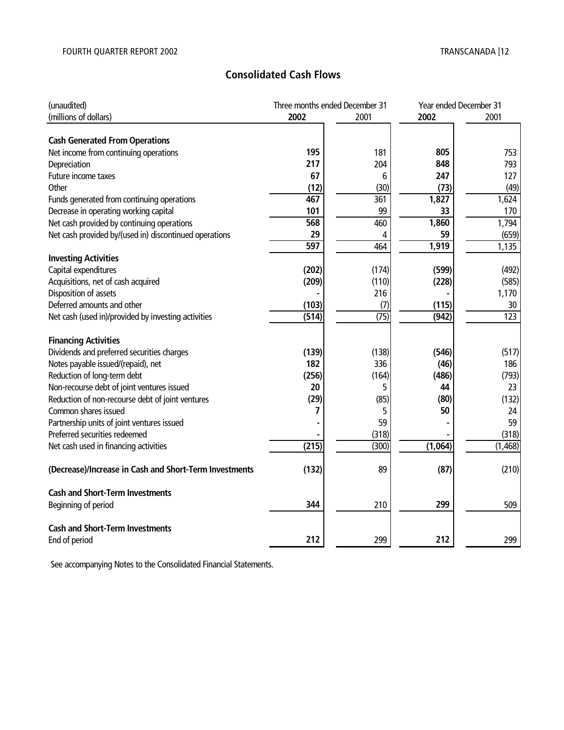## Consolidated Cash Flows

| (unaudited) | Three months ended December 31 | | Year ended December 31 | |
|---|---|---|---|---|
| (millions of dollars) | **2002** | 2001 | **2002** | 2001 |
| **Cash Generated From Operations** | | | | |
| Net income from continuing operations | **195** | 181 | **805** | 753 |
| Depreciation | **217** | 204 | **848** | 793 |
| Future income taxes | **67** | 6 | **247** | 127 |
| Other | **(12)** | (30) | **(73)** | (49) |
| Funds generated from continuing operations | **467** | 361 | **1,827** | 1,624 |
| Decrease in operating working capital | **101** | 99 | **33** | 170 |
| Net cash provided by continuing operations | **568** | 460 | **1,860** | 1,794 |
| Net cash provided by/(used in) discontinued operations | **29** | 4 | **59** | (659) |
| | **597** | 464 | **1,919** | 1,135 |
| **Investing Activities** | | | | |
| Capital expenditures | **(202)** | (174) | **(599)** | (492) |
| Acquisitions, net of cash acquired | **(209)** | (110) | **(228)** | (585) |
| Disposition of assets | **-** | 216 | **-** | 1,170 |
| Deferred amounts and other | **(103)** | (7) | **(115)** | 30 |
| Net cash (used in)/provided by investing activities | **(514)** | (75) | **(942)** | 123 |
| **Financing Activities** | | | | |
| Dividends and preferred securities charges | **(139)** | (138) | **(546)** | (517) |
| Notes payable issued/(repaid), net | **182** | 336 | **(46)** | 186 |
| Reduction of long-term debt | **(256)** | (164) | **(486)** | (793) |
| Non-recourse debt of joint ventures issued | **20** | 5 | **44** | 23 |
| Reduction of non-recourse debt of joint ventures | **(29)** | (85) | **(80)** | (132) |
| Common shares issued | **7** | 5 | **50** | 24 |
| Partnership units of joint ventures issued | **-** | 59 | **-** | 59 |
| Preferred securities redeemed | **-** | (318) | **-** | (318) |
| Net cash used in financing activities | **(215)** | (300) | **(1,064)** | (1,468) |
| **(Decrease)/Increase in Cash and Short-Term Investments** | **(132)** | 89 | **(87)** | (210) |
| **Cash and Short-Term Investments** | | | | |
| Beginning of period | **344** | 210 | **299** | 509 |
| **Cash and Short-Term Investments** | | | | |
| End of period | **212** | 299 | **212** | 299 |

See accompanying Notes to the Consolidated Financial Statements.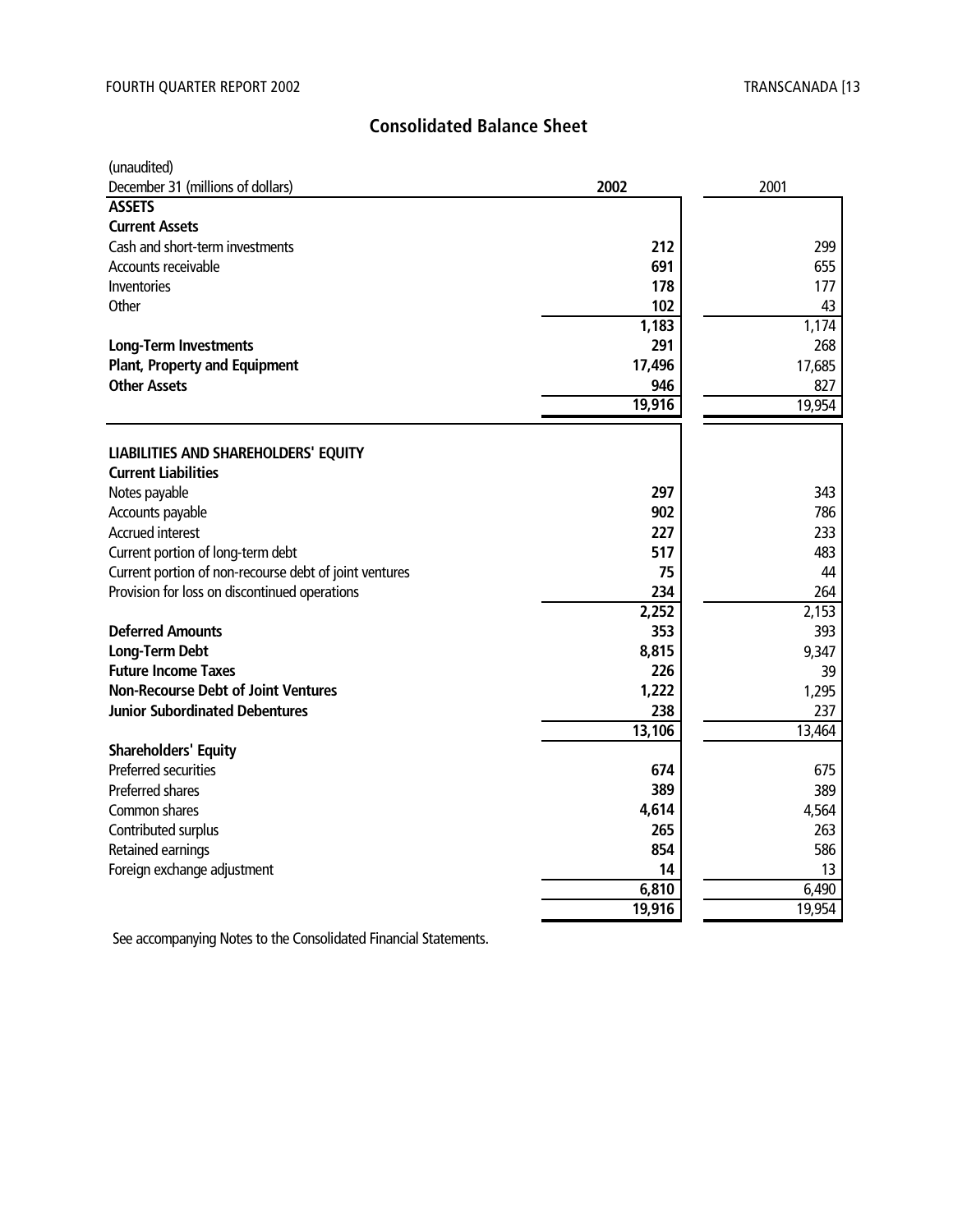# Consolidated Balance Sheet

| (unaudited)<br>December 31 (millions of dollars) | 2002 | 2001 |
|---|---|---|
| **ASSETS** | | |
| **Current Assets** | | |
| Cash and short-term investments | **212** | 299 |
| Accounts receivable | **691** | 655 |
| Inventories | **178** | 177 |
| Other | **102** | 43 |
| | **1,183** | 1,174 |
| **Long-Term Investments** | **291** | 268 |
| **Plant, Property and Equipment** | **17,496** | 17,685 |
| **Other Assets** | **946** | 827 |
| | **19,916** | 19,954 |
| **LIABILITIES AND SHAREHOLDERS' EQUITY** | | |
| **Current Liabilities** | | |
| Notes payable | **297** | 343 |
| Accounts payable | **902** | 786 |
| Accrued interest | **227** | 233 |
| Current portion of long-term debt | **517** | 483 |
| Current portion of non-recourse debt of joint ventures | **75** | 44 |
| Provision for loss on discontinued operations | **234** | 264 |
| | **2,252** | 2,153 |
| **Deferred Amounts** | **353** | 393 |
| **Long-Term Debt** | **8,815** | 9,347 |
| **Future Income Taxes** | **226** | 39 |
| **Non-Recourse Debt of Joint Ventures** | **1,222** | 1,295 |
| **Junior Subordinated Debentures** | **238** | 237 |
| | **13,106** | 13,464 |
| **Shareholders' Equity** | | |
| Preferred securities | **674** | 675 |
| Preferred shares | **389** | 389 |
| Common shares | **4,614** | 4,564 |
| Contributed surplus | **265** | 263 |
| Retained earnings | **854** | 586 |
| Foreign exchange adjustment | **14** | 13 |
| | **6,810** | 6,490 |
| | **19,916** | 19,954 |

See accompanying Notes to the Consolidated Financial Statements.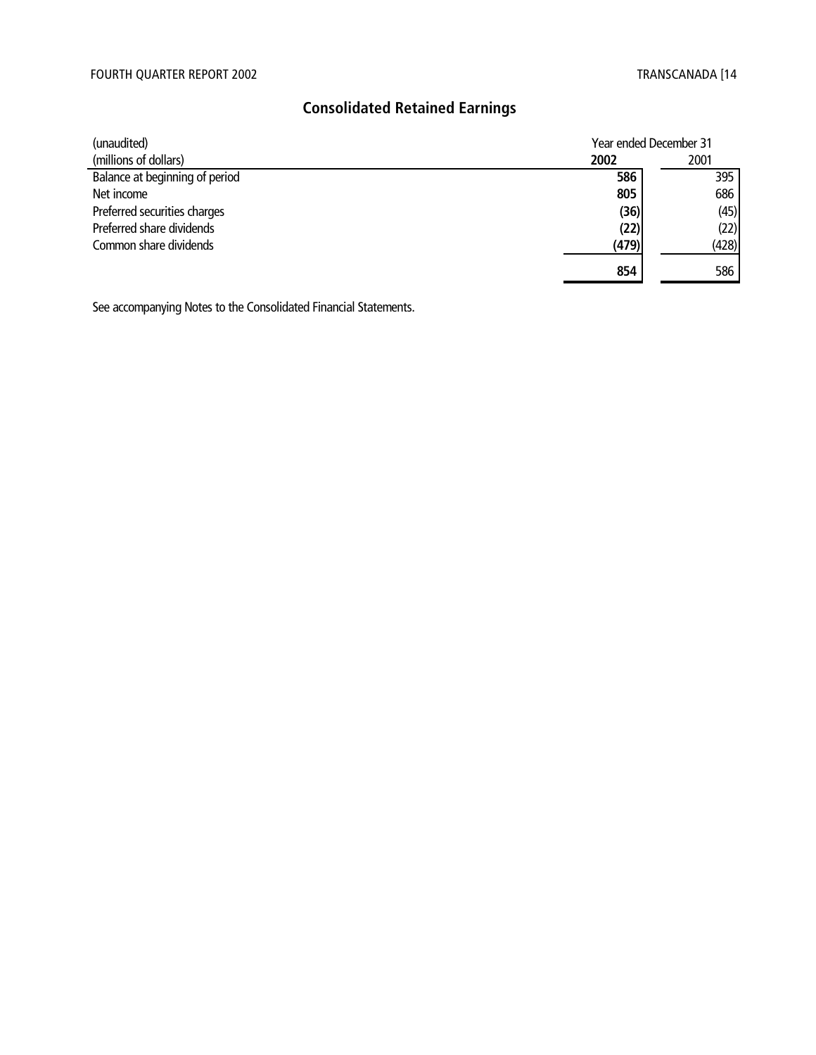# Consolidated Retained Earnings

| (unaudited) | Year ended December 31 | |
|---|---|---|
| (millions of dollars) | **2002** | 2001 |
| Balance at beginning of period | **586** | 395 |
| Net income | **805** | 686 |
| Preferred securities charges | **(36)** | (45) |
| Preferred share dividends | **(22)** | (22) |
| Common share dividends | **(479)** | (428) |
| | **854** | 586 |

See accompanying Notes to the Consolidated Financial Statements.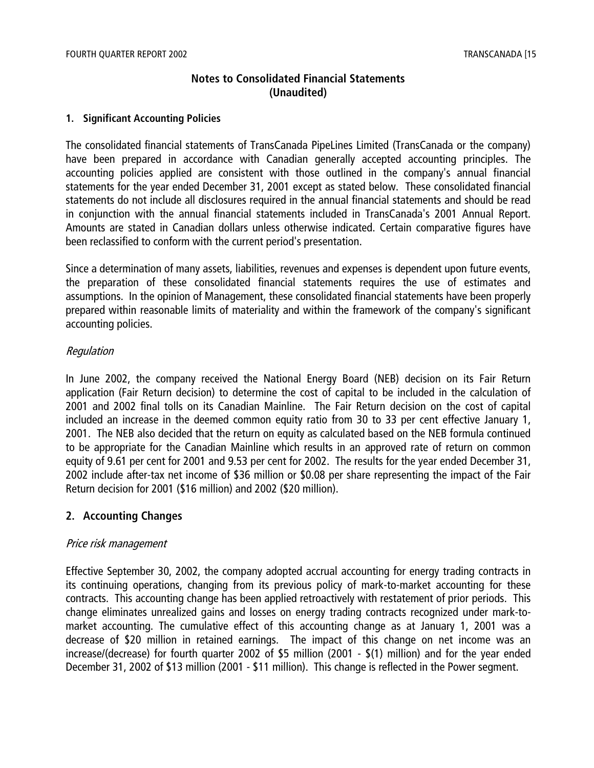## Notes to Consolidated Financial Statements
## (Unaudited)

### 1. Significant Accounting Policies

The consolidated financial statements of TransCanada PipeLines Limited (TransCanada or the company) have been prepared in accordance with Canadian generally accepted accounting principles. The accounting policies applied are consistent with those outlined in the company's annual financial statements for the year ended December 31, 2001 except as stated below. These consolidated financial statements do not include all disclosures required in the annual financial statements and should be read in conjunction with the annual financial statements included in TransCanada's 2001 Annual Report. Amounts are stated in Canadian dollars unless otherwise indicated. Certain comparative figures have been reclassified to conform with the current period's presentation.

Since a determination of many assets, liabilities, revenues and expenses is dependent upon future events, the preparation of these consolidated financial statements requires the use of estimates and assumptions. In the opinion of Management, these consolidated financial statements have been properly prepared within reasonable limits of materiality and within the framework of the company's significant accounting policies.

*Regulation*

In June 2002, the company received the National Energy Board (NEB) decision on its Fair Return application (Fair Return decision) to determine the cost of capital to be included in the calculation of 2001 and 2002 final tolls on its Canadian Mainline. The Fair Return decision on the cost of capital included an increase in the deemed common equity ratio from 30 to 33 per cent effective January 1, 2001. The NEB also decided that the return on equity as calculated based on the NEB formula continued to be appropriate for the Canadian Mainline which results in an approved rate of return on common equity of 9.61 per cent for 2001 and 9.53 per cent for 2002. The results for the year ended December 31, 2002 include after-tax net income of $36 million or $0.08 per share representing the impact of the Fair Return decision for 2001 ($16 million) and 2002 ($20 million).

### 2. Accounting Changes

*Price risk management*

Effective September 30, 2002, the company adopted accrual accounting for energy trading contracts in its continuing operations, changing from its previous policy of mark-to-market accounting for these contracts. This accounting change has been applied retroactively with restatement of prior periods. This change eliminates unrealized gains and losses on energy trading contracts recognized under mark-to-market accounting. The cumulative effect of this accounting change as at January 1, 2001 was a decrease of $20 million in retained earnings. The impact of this change on net income was an increase/(decrease) for fourth quarter 2002 of $5 million (2001 - $(1) million) and for the year ended December 31, 2002 of $13 million (2001 - $11 million). This change is reflected in the Power segment.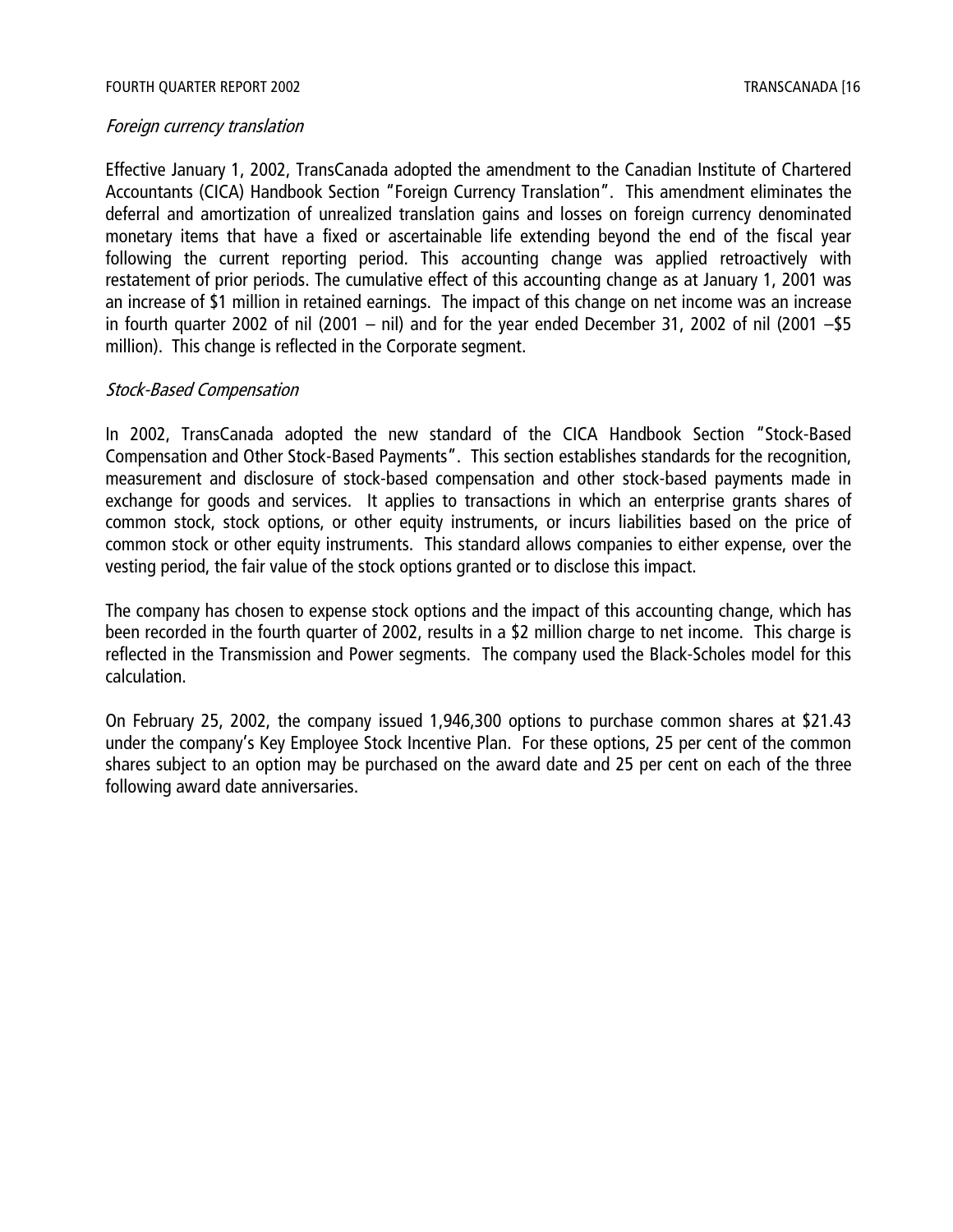*Foreign currency translation*

Effective January 1, 2002, TransCanada adopted the amendment to the Canadian Institute of Chartered Accountants (CICA) Handbook Section "Foreign Currency Translation". This amendment eliminates the deferral and amortization of unrealized translation gains and losses on foreign currency denominated monetary items that have a fixed or ascertainable life extending beyond the end of the fiscal year following the current reporting period. This accounting change was applied retroactively with restatement of prior periods. The cumulative effect of this accounting change as at January 1, 2001 was an increase of $1 million in retained earnings. The impact of this change on net income was an increase in fourth quarter 2002 of nil (2001 – nil) and for the year ended December 31, 2002 of nil (2001 –$5 million). This change is reflected in the Corporate segment.

*Stock-Based Compensation*

In 2002, TransCanada adopted the new standard of the CICA Handbook Section "Stock-Based Compensation and Other Stock-Based Payments". This section establishes standards for the recognition, measurement and disclosure of stock-based compensation and other stock-based payments made in exchange for goods and services. It applies to transactions in which an enterprise grants shares of common stock, stock options, or other equity instruments, or incurs liabilities based on the price of common stock or other equity instruments. This standard allows companies to either expense, over the vesting period, the fair value of the stock options granted or to disclose this impact.

The company has chosen to expense stock options and the impact of this accounting change, which has been recorded in the fourth quarter of 2002, results in a $2 million charge to net income. This charge is reflected in the Transmission and Power segments. The company used the Black-Scholes model for this calculation.

On February 25, 2002, the company issued 1,946,300 options to purchase common shares at $21.43 under the company's Key Employee Stock Incentive Plan. For these options, 25 per cent of the common shares subject to an option may be purchased on the award date and 25 per cent on each of the three following award date anniversaries.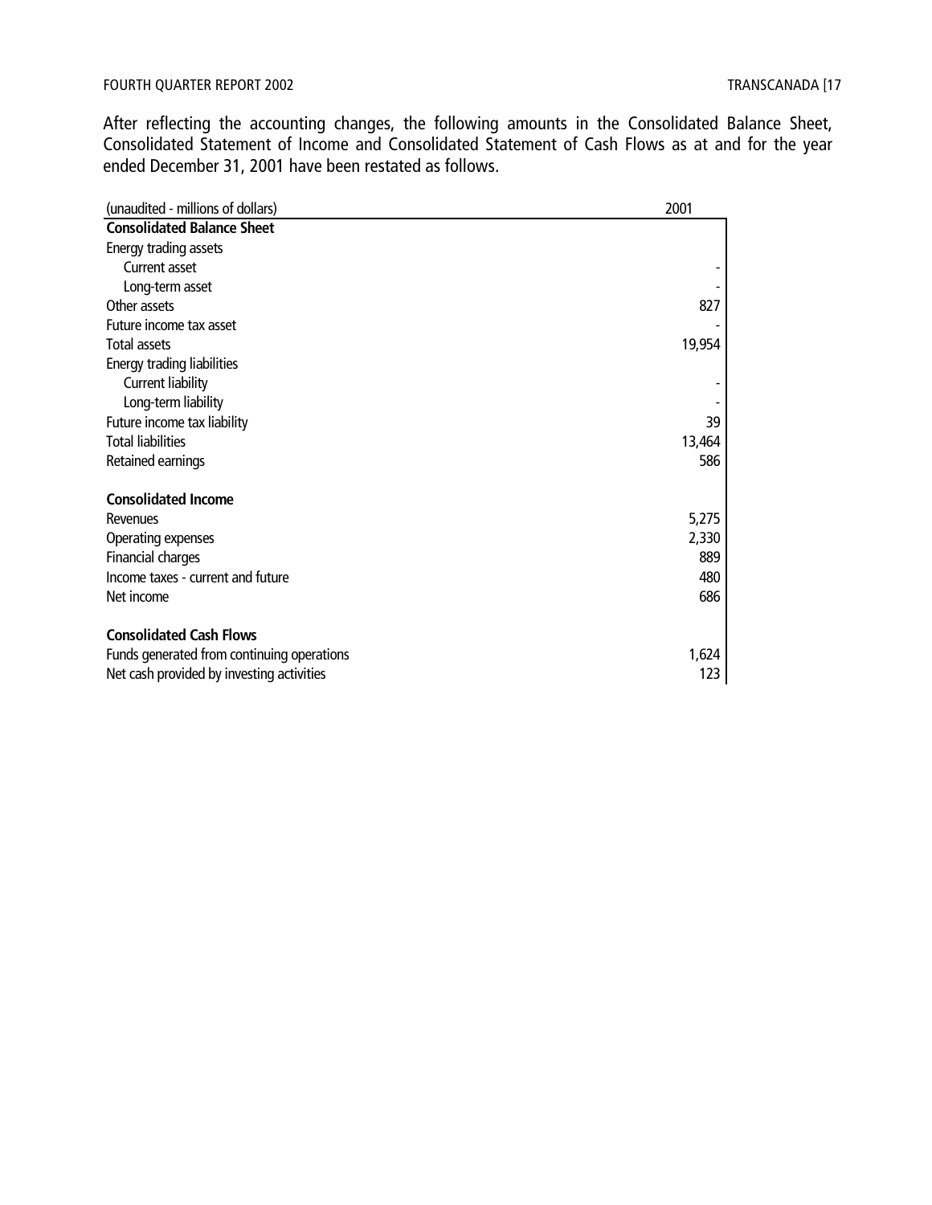After reflecting the accounting changes, the following amounts in the Consolidated Balance Sheet, Consolidated Statement of Income and Consolidated Statement of Cash Flows as at and for the year ended December 31, 2001 have been restated as follows.

| (unaudited - millions of dollars) | 2001 |
|---|---|
| **Consolidated Balance Sheet** | |
| Energy trading assets | |
| Current asset | - |
| Long-term asset | - |
| Other assets | 827 |
| Future income tax asset | - |
| Total assets | 19,954 |
| Energy trading liabilities | |
| Current liability | - |
| Long-term liability | - |
| Future income tax liability | 39 |
| Total liabilities | 13,464 |
| Retained earnings | 586 |
| | |
| **Consolidated Income** | |
| Revenues | 5,275 |
| Operating expenses | 2,330 |
| Financial charges | 889 |
| Income taxes - current and future | 480 |
| Net income | 686 |
| | |
| **Consolidated Cash Flows** | |
| Funds generated from continuing operations | 1,624 |
| Net cash provided by investing activities | 123 |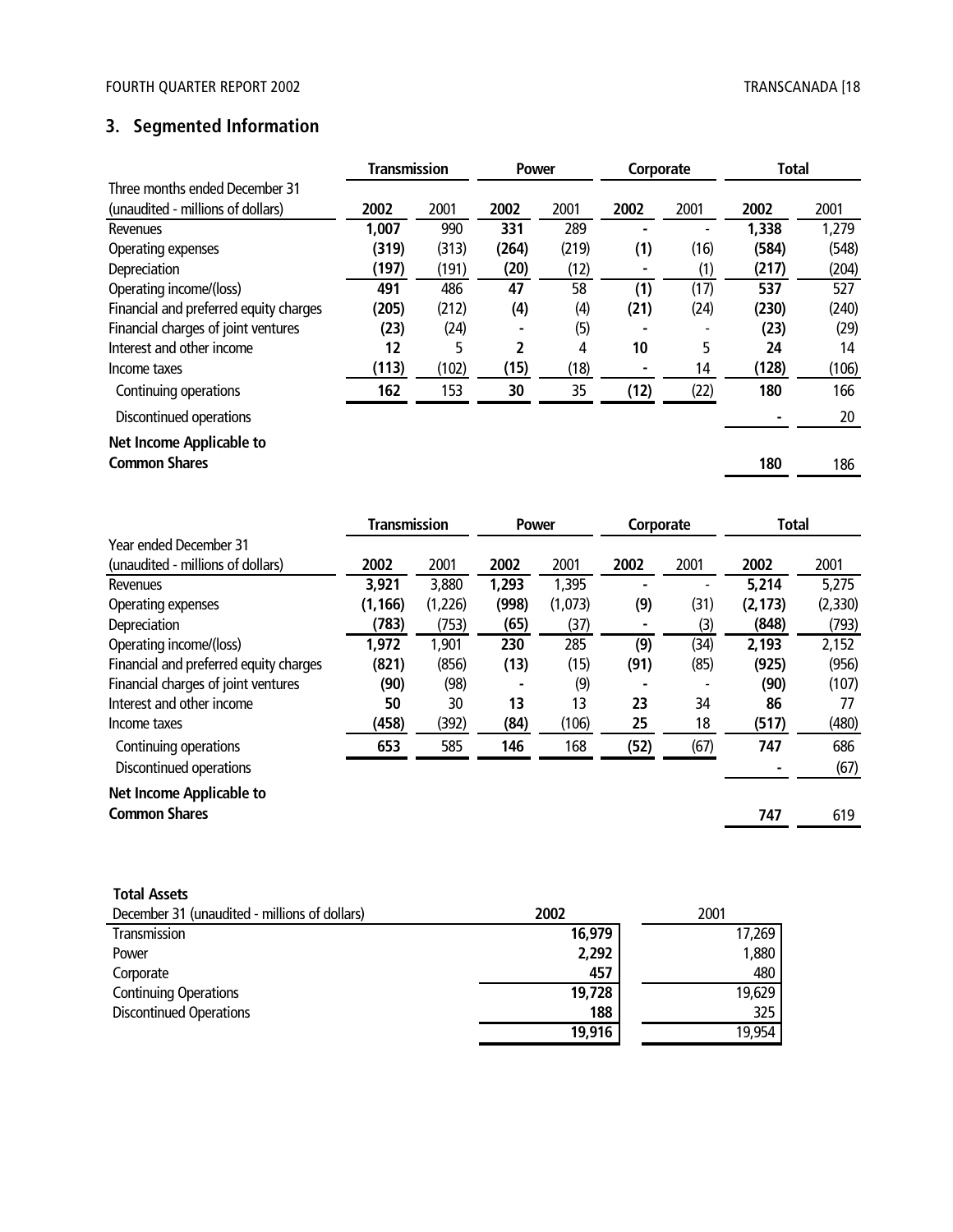## 3. Segmented Information

| Three months ended December 31 (unaudited - millions of dollars) | Transmission | | Power | | Corporate | | Total | |
|---|---|---|---|---|---|---|---|---|
| | **2002** | 2001 | **2002** | 2001 | **2002** | 2001 | **2002** | 2001 |
| Revenues | **1,007** | 990 | **331** | 289 | **-** | - | **1,338** | 1,279 |
| Operating expenses | **(319)** | (313) | **(264)** | (219) | **(1)** | (16) | **(584)** | (548) |
| Depreciation | **(197)** | (191) | **(20)** | (12) | **-** | (1) | **(217)** | (204) |
| Operating income/(loss) | **491** | 486 | **47** | 58 | **(1)** | (17) | **537** | 527 |
| Financial and preferred equity charges | **(205)** | (212) | **(4)** | (4) | **(21)** | (24) | **(230)** | (240) |
| Financial charges of joint ventures | **(23)** | (24) | **-** | (5) | **-** | - | **(23)** | (29) |
| Interest and other income | **12** | 5 | **2** | 4 | **10** | 5 | **24** | 14 |
| Income taxes | **(113)** | (102) | **(15)** | (18) | **-** | 14 | **(128)** | (106) |
| Continuing operations | **162** | 153 | **30** | 35 | **(12)** | (22) | **180** | 166 |
| Discontinued operations | | | | | | | **-** | 20 |
| **Net Income Applicable to Common Shares** | | | | | | | **180** | 186 |

| Year ended December 31 (unaudited - millions of dollars) | Transmission | | Power | | Corporate | | Total | |
|---|---|---|---|---|---|---|---|---|
| | **2002** | 2001 | **2002** | 2001 | **2002** | 2001 | **2002** | 2001 |
| Revenues | **3,921** | 3,880 | **1,293** | 1,395 | **-** | - | **5,214** | 5,275 |
| Operating expenses | **(1,166)** | (1,226) | **(998)** | (1,073) | **(9)** | (31) | **(2,173)** | (2,330) |
| Depreciation | **(783)** | (753) | **(65)** | (37) | **-** | (3) | **(848)** | (793) |
| Operating income/(loss) | **1,972** | 1,901 | **230** | 285 | **(9)** | (34) | **2,193** | 2,152 |
| Financial and preferred equity charges | **(821)** | (856) | **(13)** | (15) | **(91)** | (85) | **(925)** | (956) |
| Financial charges of joint ventures | **(90)** | (98) | **-** | (9) | **-** | - | **(90)** | (107) |
| Interest and other income | **50** | 30 | **13** | 13 | **23** | 34 | **86** | 77 |
| Income taxes | **(458)** | (392) | **(84)** | (106) | **25** | 18 | **(517)** | (480) |
| Continuing operations | **653** | 585 | **146** | 168 | **(52)** | (67) | **747** | 686 |
| Discontinued operations | | | | | | | **-** | (67) |
| **Net Income Applicable to Common Shares** | | | | | | | **747** | 619 |

**Total Assets**

| December 31 (unaudited - millions of dollars) | 2002 | 2001 |
|---|---|---|
| Transmission | **16,979** | 17,269 |
| Power | **2,292** | 1,880 |
| Corporate | **457** | 480 |
| Continuing Operations | **19,728** | 19,629 |
| Discontinued Operations | **188** | 325 |
| | **19,916** | 19,954 |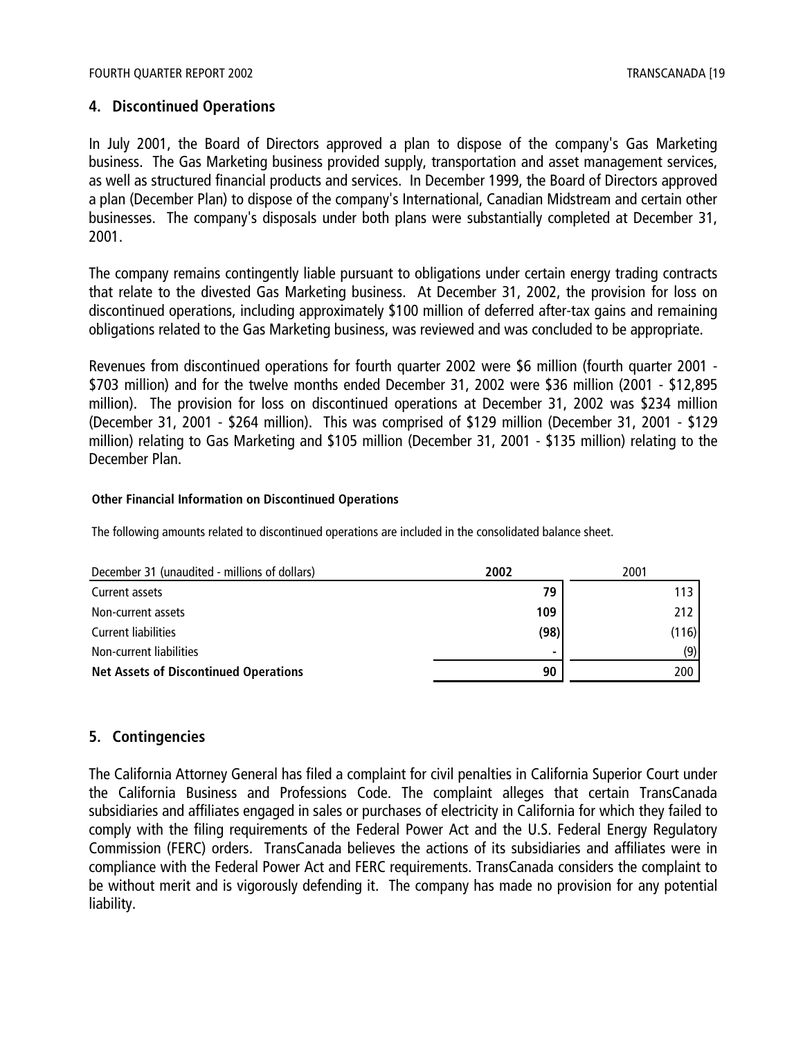## 4. Discontinued Operations

In July 2001, the Board of Directors approved a plan to dispose of the company's Gas Marketing business. The Gas Marketing business provided supply, transportation and asset management services, as well as structured financial products and services. In December 1999, the Board of Directors approved a plan (December Plan) to dispose of the company's International, Canadian Midstream and certain other businesses. The company's disposals under both plans were substantially completed at December 31, 2001.

The company remains contingently liable pursuant to obligations under certain energy trading contracts that relate to the divested Gas Marketing business. At December 31, 2002, the provision for loss on discontinued operations, including approximately $100 million of deferred after-tax gains and remaining obligations related to the Gas Marketing business, was reviewed and was concluded to be appropriate.

Revenues from discontinued operations for fourth quarter 2002 were $6 million (fourth quarter 2001 - $703 million) and for the twelve months ended December 31, 2002 were $36 million (2001 - $12,895 million). The provision for loss on discontinued operations at December 31, 2002 was $234 million (December 31, 2001 - $264 million). This was comprised of $129 million (December 31, 2001 - $129 million) relating to Gas Marketing and $105 million (December 31, 2001 - $135 million) relating to the December Plan.

**Other Financial Information on Discontinued Operations**

The following amounts related to discontinued operations are included in the consolidated balance sheet.

| December 31 (unaudited - millions of dollars) | **2002** | 2001 |
|---|---|---|
| Current assets | **79** | 113 |
| Non-current assets | **109** | 212 |
| Current liabilities | **(98)** | (116) |
| Non-current liabilities | **-** | (9) |
| **Net Assets of Discontinued Operations** | **90** | 200 |

## 5. Contingencies

The California Attorney General has filed a complaint for civil penalties in California Superior Court under the California Business and Professions Code. The complaint alleges that certain TransCanada subsidiaries and affiliates engaged in sales or purchases of electricity in California for which they failed to comply with the filing requirements of the Federal Power Act and the U.S. Federal Energy Regulatory Commission (FERC) orders. TransCanada believes the actions of its subsidiaries and affiliates were in compliance with the Federal Power Act and FERC requirements. TransCanada considers the complaint to be without merit and is vigorously defending it. The company has made no provision for any potential liability.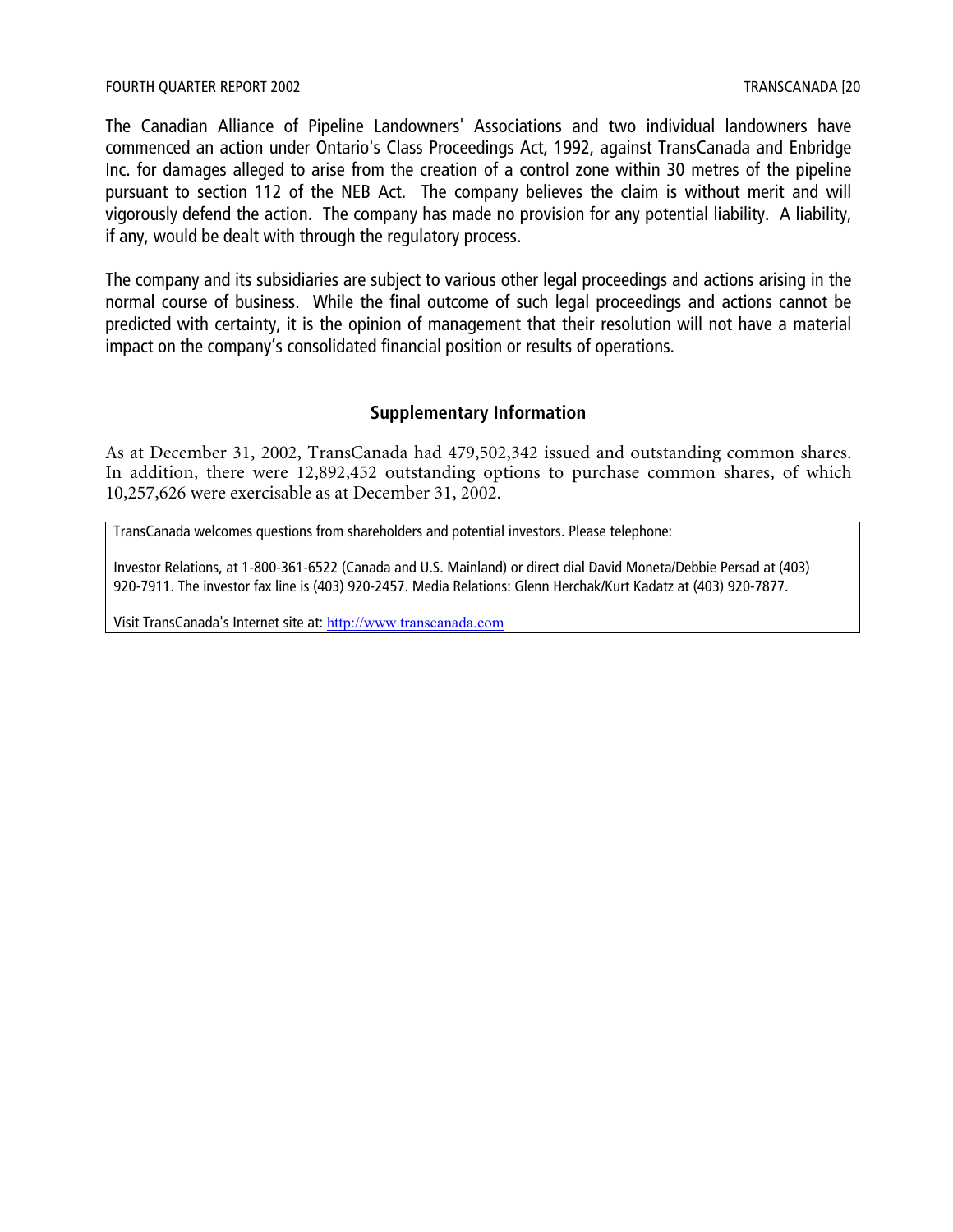The Canadian Alliance of Pipeline Landowners' Associations and two individual landowners have commenced an action under Ontario's Class Proceedings Act, 1992, against TransCanada and Enbridge Inc. for damages alleged to arise from the creation of a control zone within 30 metres of the pipeline pursuant to section 112 of the NEB Act. The company believes the claim is without merit and will vigorously defend the action. The company has made no provision for any potential liability. A liability, if any, would be dealt with through the regulatory process.

The company and its subsidiaries are subject to various other legal proceedings and actions arising in the normal course of business. While the final outcome of such legal proceedings and actions cannot be predicted with certainty, it is the opinion of management that their resolution will not have a material impact on the company's consolidated financial position or results of operations.

## Supplementary Information

As at December 31, 2002, TransCanada had 479,502,342 issued and outstanding common shares. In addition, there were 12,892,452 outstanding options to purchase common shares, of which 10,257,626 were exercisable as at December 31, 2002.

TransCanada welcomes questions from shareholders and potential investors. Please telephone:

Investor Relations, at 1-800-361-6522 (Canada and U.S. Mainland) or direct dial David Moneta/Debbie Persad at (403) 920-7911. The investor fax line is (403) 920-2457. Media Relations: Glenn Herchak/Kurt Kadatz at (403) 920-7877.

Visit TransCanada's Internet site at: http://www.transcanada.com